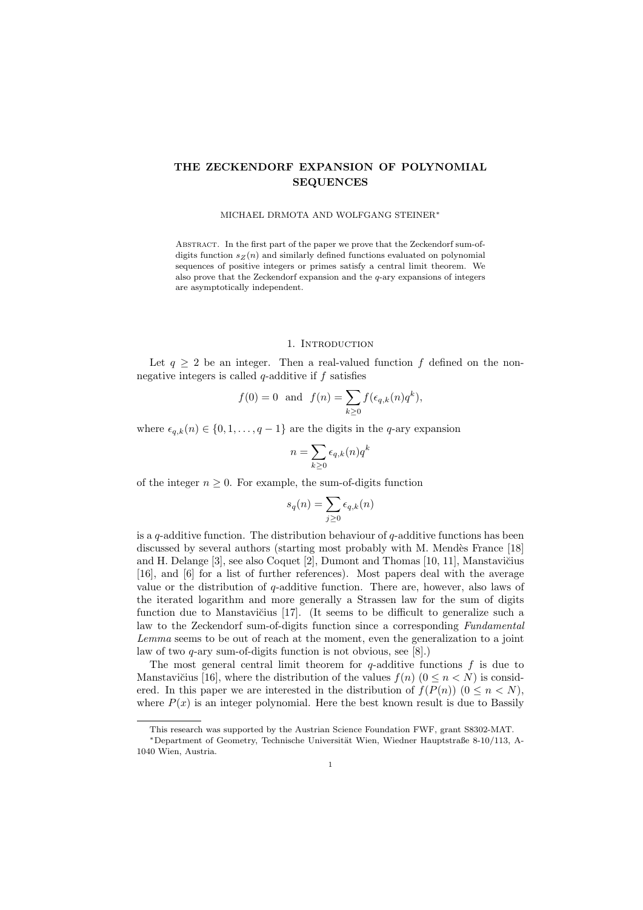# THE ZECKENDORF EXPANSION OF POLYNOMIAL SEQUENCES

MICHAEL DRMOTA AND WOLFGANG STEINER*

Abstract. In the first part of the paper we prove that the Zeckendorf sum-of-digits function $s_Z(n)$ and similarly defined functions evaluated on polynomial sequences of positive integers or primes satisfy a central limit theorem. We also prove that the Zeckendorf expansion and the $q$-ary expansions of integers are asymptotically independent.

## 1. Introduction

Let $q \geq 2$ be an integer. Then a real-valued function $f$ defined on the non-negative integers is called $q$-additive if $f$ satisfies

$$f(0) = 0 \quad \text{and} \quad f(n) = \sum_{k \geq 0} f(\epsilon_{q,k}(n) q^k),$$

where $\epsilon_{q,k}(n) \in \{0, 1, \ldots, q-1\}$ are the digits in the $q$-ary expansion

$$n = \sum_{k \geq 0} \epsilon_{q,k}(n) q^k$$

of the integer $n \geq 0$. For example, the sum-of-digits function

$$s_q(n) = \sum_{j \geq 0} \epsilon_{q,k}(n)$$

is a $q$-additive function. The distribution behaviour of $q$-additive functions has been discussed by several authors (starting most probably with M. Mendès France [18] and H. Delange [3], see also Coquet [2], Dumont and Thomas [10, 11], Manstavičius [16], and [6] for a list of further references). Most papers deal with the average value or the distribution of $q$-additive function. There are, however, also laws of the iterated logarithm and more generally a Strassen law for the sum of digits function due to Manstavičius [17]. (It seems to be difficult to generalize such a law to the Zeckendorf sum-of-digits function since a corresponding *Fundamental Lemma* seems to be out of reach at the moment, even the generalization to a joint law of two $q$-ary sum-of-digits function is not obvious, see [8].)

The most general central limit theorem for $q$-additive functions $f$ is due to Manstavičius [16], where the distribution of the values $f(n)$ $(0 \leq n < N)$ is considered. In this paper we are interested in the distribution of $f(P(n))$ $(0 \leq n < N)$, where $P(x)$ is an integer polynomial. Here the best known result is due to Bassily

This research was supported by the Austrian Science Foundation FWF, grant S8302-MAT.

*Department of Geometry, Technische Universität Wien, Wiedner Hauptstraße 8-10/113, A-1040 Wien, Austria.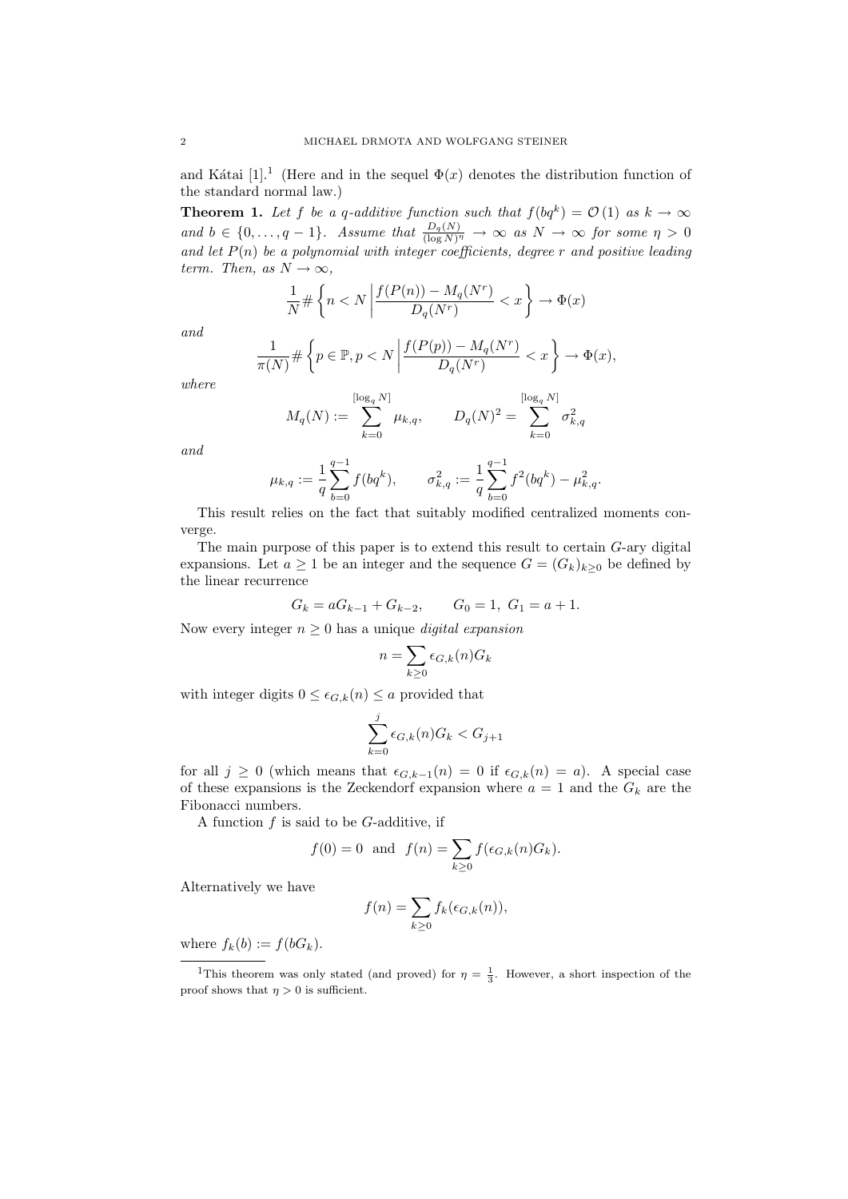and Kátai [1].[1] (Here and in the sequel $\Phi(x)$ denotes the distribution function of the standard normal law.)

**Theorem 1.** *Let $f$ be a $q$-additive function such that $f(bq^k) = \mathcal{O}(1)$ as $k \to \infty$ and $b \in \{0, \ldots, q-1\}$. Assume that $\frac{D_q(N)}{(\log N)^\eta} \to \infty$ as $N \to \infty$ for some $\eta > 0$ and let $P(n)$ be a polynomial with integer coefficients, degree $r$ and positive leading term. Then, as $N \to \infty$,*

$$\frac{1}{N} \# \left\{ n < N \,\middle|\, \frac{f(P(n)) - M_q(N^r)}{D_q(N^r)} < x \right\} \to \Phi(x)$$

*and*

$$\frac{1}{\pi(N)} \# \left\{ p \in \mathbb{P}, p < N \,\middle|\, \frac{f(P(p)) - M_q(N^r)}{D_q(N^r)} < x \right\} \to \Phi(x),$$

*where*

$$M_q(N) := \sum_{k=0}^{[\log_q N]} \mu_{k,q}, \qquad D_q(N)^2 = \sum_{k=0}^{[\log_q N]} \sigma_{k,q}^2$$

*and*

$$\mu_{k,q} := \frac{1}{q} \sum_{b=0}^{q-1} f(bq^k), \qquad \sigma_{k,q}^2 := \frac{1}{q} \sum_{b=0}^{q-1} f^2(bq^k) - \mu_{k,q}^2.$$

This result relies on the fact that suitably modified centralized moments converge.

The main purpose of this paper is to extend this result to certain $G$-ary digital expansions. Let $a \geq 1$ be an integer and the sequence $G = (G_k)_{k \geq 0}$ be defined by the linear recurrence

$$G_k = aG_{k-1} + G_{k-2}, \qquad G_0 = 1,\ G_1 = a+1.$$

Now every integer $n \geq 0$ has a unique *digital expansion*

$$n = \sum_{k \geq 0} \epsilon_{G,k}(n) G_k$$

with integer digits $0 \leq \epsilon_{G,k}(n) \leq a$ provided that

$$\sum_{k=0}^{j} \epsilon_{G,k}(n) G_k < G_{j+1}$$

for all $j \geq 0$ (which means that $\epsilon_{G,k-1}(n) = 0$ if $\epsilon_{G,k}(n) = a$). A special case of these expansions is the Zeckendorf expansion where $a = 1$ and the $G_k$ are the Fibonacci numbers.

A function $f$ is said to be $G$-additive, if

$$f(0) = 0 \ \text{ and } \ f(n) = \sum_{k \geq 0} f(\epsilon_{G,k}(n) G_k).$$

Alternatively we have

$$f(n) = \sum_{k \geq 0} f_k(\epsilon_{G,k}(n)),$$

where $f_k(b) := f(bG_k)$.

---

[1] This theorem was only stated (and proved) for $\eta = \frac{1}{3}$. However, a short inspection of the proof shows that $\eta > 0$ is sufficient.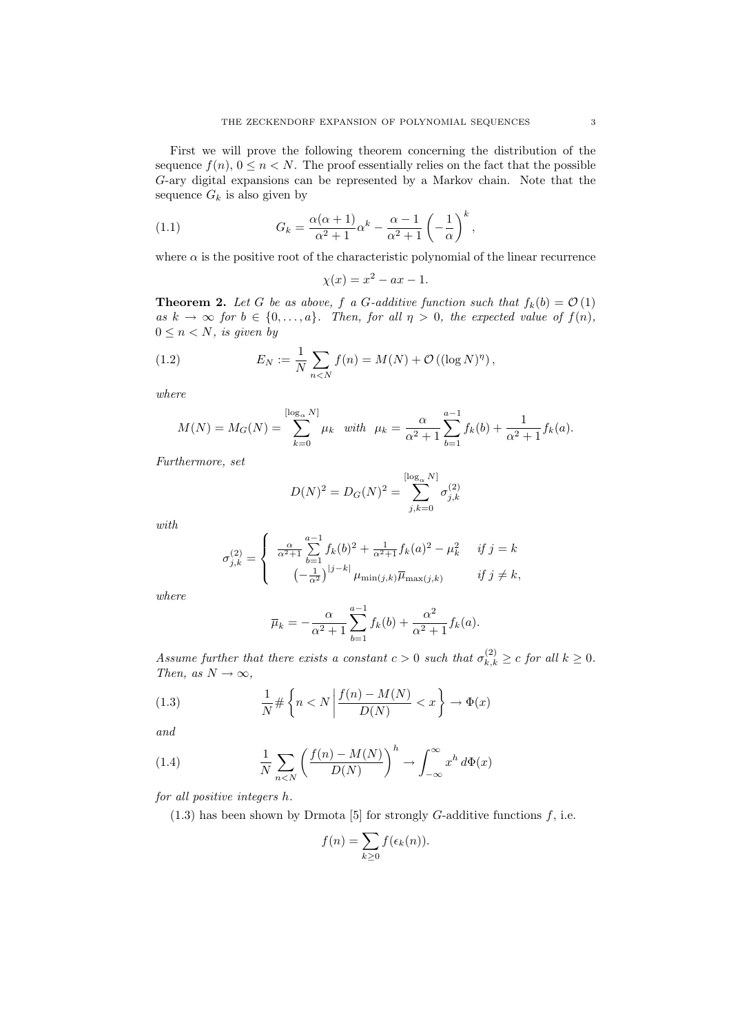First we will prove the following theorem concerning the distribution of the sequence $f(n)$, $0 \le n < N$. The proof essentially relies on the fact that the possible $G$-ary digital expansions can be represented by a Markov chain. Note that the sequence $G_k$ is also given by

$$G_k = \frac{\alpha(\alpha+1)}{\alpha^2+1}\alpha^k - \frac{\alpha-1}{\alpha^2+1}\left(-\frac{1}{\alpha}\right)^k, \tag{1.1}$$

where $\alpha$ is the positive root of the characteristic polynomial of the linear recurrence

$$\chi(x) = x^2 - ax - 1.$$

**Theorem 2.** *Let $G$ be as above, $f$ a $G$-additive function such that $f_k(b) = \mathcal{O}(1)$ as $k \to \infty$ for $b \in \{0, \dots, a\}$. Then, for all $\eta > 0$, the expected value of $f(n)$, $0 \le n < N$, is given by*

$$E_N := \frac{1}{N}\sum_{n<N} f(n) = M(N) + \mathcal{O}\left((\log N)^\eta\right), \tag{1.2}$$

*where*

$$M(N) = M_G(N) = \sum_{k=0}^{[\log_\alpha N]} \mu_k \quad \text{with} \quad \mu_k = \frac{\alpha}{\alpha^2+1}\sum_{b=1}^{a-1} f_k(b) + \frac{1}{\alpha^2+1}f_k(a).$$

*Furthermore, set*

$$D(N)^2 = D_G(N)^2 = \sum_{j,k=0}^{[\log_\alpha N]} \sigma_{j,k}^{(2)}$$

*with*

$$\sigma_{j,k}^{(2)} = \begin{cases} \frac{\alpha}{\alpha^2+1}\sum\limits_{b=1}^{a-1} f_k(b)^2 + \frac{1}{\alpha^2+1}f_k(a)^2 - \mu_k^2 & \text{if } j = k \\ \left(-\frac{1}{\alpha^2}\right)^{|j-k|}\mu_{\min(j,k)}\overline{\mu}_{\max(j,k)} & \text{if } j \neq k, \end{cases}$$

*where*

$$\overline{\mu}_k = -\frac{\alpha}{\alpha^2+1}\sum_{b=1}^{a-1} f_k(b) + \frac{\alpha^2}{\alpha^2+1}f_k(a).$$

*Assume further that there exists a constant $c > 0$ such that $\sigma_{k,k}^{(2)} \ge c$ for all $k \ge 0$. Then, as $N \to \infty$,*

$$\frac{1}{N}\#\left\{n < N \,\middle|\, \frac{f(n) - M(N)}{D(N)} < x\right\} \to \Phi(x) \tag{1.3}$$

*and*

$$\frac{1}{N}\sum_{n<N}\left(\frac{f(n) - M(N)}{D(N)}\right)^h \to \int_{-\infty}^{\infty} x^h \, d\Phi(x) \tag{1.4}$$

*for all positive integers $h$.*

(1.3) has been shown by Drmota [5] for strongly $G$-additive functions $f$, i.e.

$$f(n) = \sum_{k \ge 0} f(\epsilon_k(n)).$$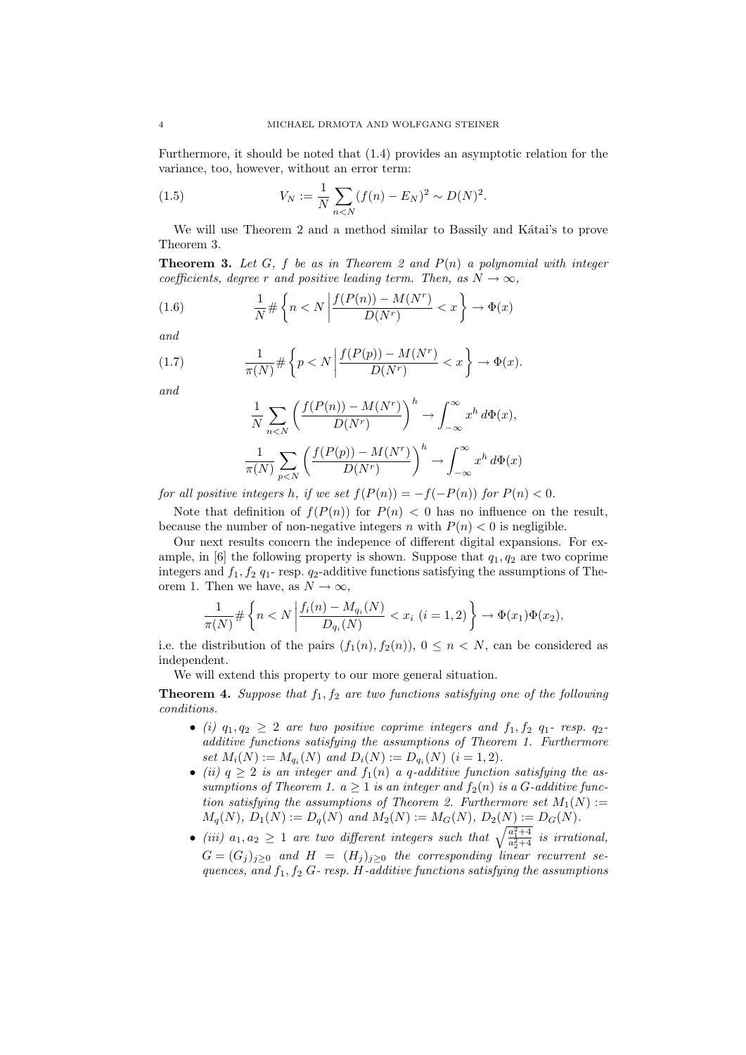Furthermore, it should be noted that (1.4) provides an asymptotic relation for the variance, too, however, without an error term:

$$V_N := \frac{1}{N}\sum_{n<N}(f(n)-E_N)^2 \sim D(N)^2. \tag{1.5}$$

We will use Theorem 2 and a method similar to Bassily and Kátai's to prove Theorem 3.

**Theorem 3.** *Let $G$, $f$ be as in Theorem 2 and $P(n)$ a polynomial with integer coefficients, degree $r$ and positive leading term. Then, as $N\to\infty$,*

$$\frac{1}{N}\#\left\{n<N \,\middle|\, \frac{f(P(n))-M(N^r)}{D(N^r)}<x\right\} \to \Phi(x) \tag{1.6}$$

*and*

$$\frac{1}{\pi(N)}\#\left\{p<N \,\middle|\, \frac{f(P(p))-M(N^r)}{D(N^r)}<x\right\} \to \Phi(x). \tag{1.7}$$

*and*

$$\frac{1}{N}\sum_{n<N}\left(\frac{f(P(n))-M(N^r)}{D(N^r)}\right)^h \to \int_{-\infty}^{\infty} x^h\, d\Phi(x),$$

$$\frac{1}{\pi(N)}\sum_{p<N}\left(\frac{f(P(p))-M(N^r)}{D(N^r)}\right)^h \to \int_{-\infty}^{\infty} x^h\, d\Phi(x)$$

*for all positive integers $h$, if we set $f(P(n))=-f(-P(n))$ for $P(n)<0$.*

Note that definition of $f(P(n))$ for $P(n)<0$ has no influence on the result, because the number of non-negative integers $n$ with $P(n)<0$ is negligible.

Our next results concern the indepence of different digital expansions. For example, in [6] the following property is shown. Suppose that $q_1, q_2$ are two coprime integers and $f_1, f_2$ $q_1$- resp. $q_2$-additive functions satisfying the assumptions of Theorem 1. Then we have, as $N\to\infty$,

$$\frac{1}{\pi(N)}\#\left\{n<N \,\middle|\, \frac{f_i(n)-M_{q_i}(N)}{D_{q_i}(N)}<x_i \ (i=1,2)\right\} \to \Phi(x_1)\Phi(x_2),$$

i.e. the distribution of the pairs $(f_1(n), f_2(n))$, $0\le n<N$, can be considered as independent.

We will extend this property to our more general situation.

**Theorem 4.** *Suppose that $f_1, f_2$ are two functions satisfying one of the following conditions.*

- *(i) $q_1, q_2 \ge 2$ are two positive coprime integers and $f_1, f_2$ $q_1$- resp. $q_2$-additive functions satisfying the assumptions of Theorem 1. Furthermore set $M_i(N) := M_{q_i}(N)$ and $D_i(N) := D_{q_i}(N)$ $(i=1,2)$.*
- *(ii) $q\ge 2$ is an integer and $f_1(n)$ a $q$-additive function satisfying the assumptions of Theorem 1. $a\ge 1$ is an integer and $f_2(n)$ is a $G$-additive function satisfying the assumptions of Theorem 2. Furthermore set $M_1(N) := M_q(N)$, $D_1(N) := D_q(N)$ and $M_2(N) := M_G(N)$, $D_2(N) := D_G(N)$.*
- *(iii) $a_1, a_2 \ge 1$ are two different integers such that $\sqrt{\frac{a_1^2+4}{a_2^2+4}}$ is irrational, $G=(G_j)_{j\ge 0}$ and $H=(H_j)_{j\ge 0}$ the corresponding linear recurrent sequences, and $f_1, f_2$ $G$- resp. $H$-additive functions satisfying the assumptions*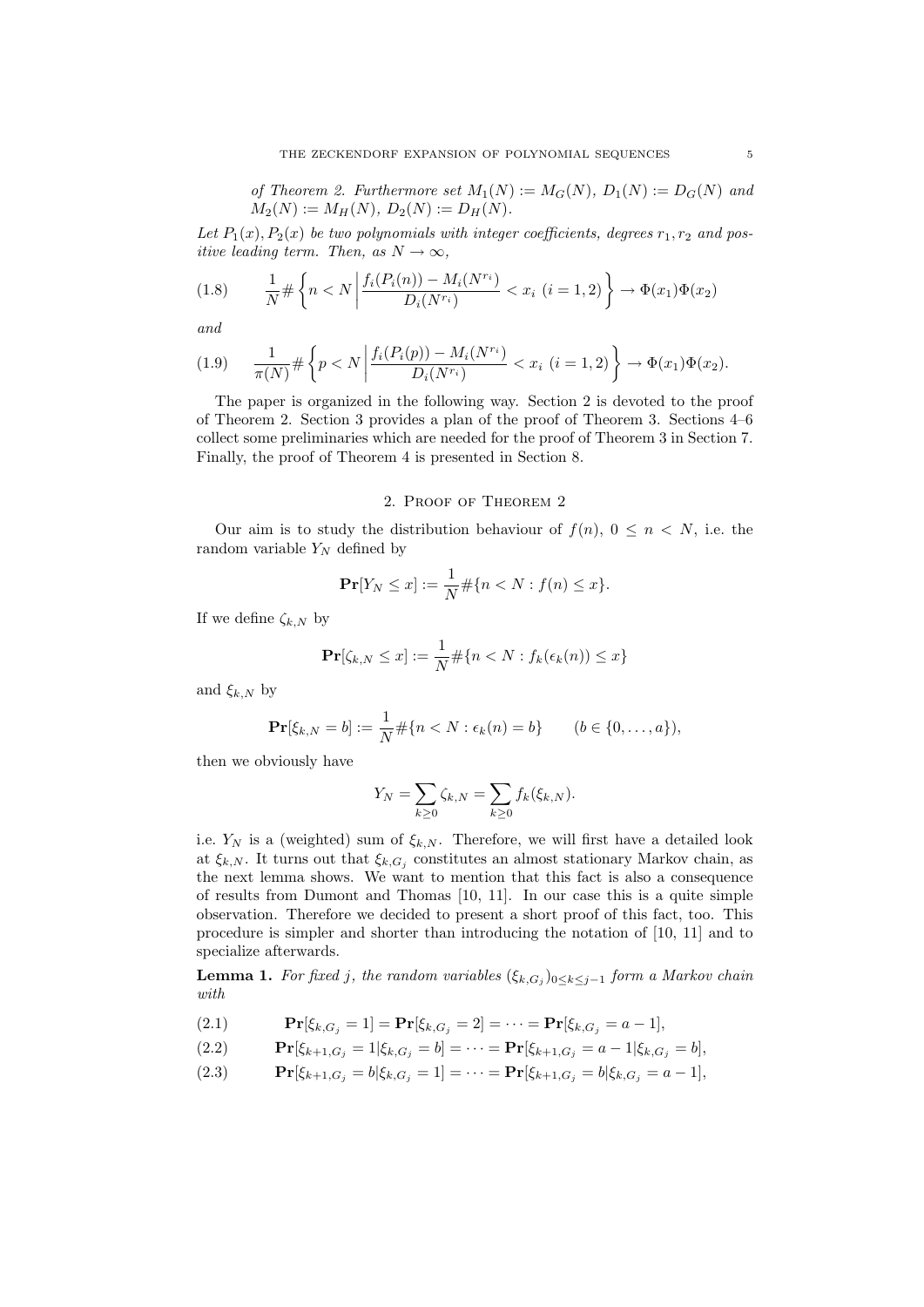*of Theorem 2. Furthermore set $M_1(N) := M_G(N)$, $D_1(N) := D_G(N)$ and $M_2(N) := M_H(N)$, $D_2(N) := D_H(N)$.*

*Let $P_1(x), P_2(x)$ be two polynomials with integer coefficients, degrees $r_1, r_2$ and positive leading term. Then, as $N \to \infty$,*

$$\frac{1}{N}\#\left\{ n < N \,\middle|\, \frac{f_i(P_i(n)) - M_i(N^{r_i})}{D_i(N^{r_i})} < x_i \ (i = 1, 2) \right\} \to \Phi(x_1)\Phi(x_2) \tag{1.8}$$

*and*

$$\frac{1}{\pi(N)}\#\left\{ p < N \,\middle|\, \frac{f_i(P_i(p)) - M_i(N^{r_i})}{D_i(N^{r_i})} < x_i \ (i = 1, 2) \right\} \to \Phi(x_1)\Phi(x_2). \tag{1.9}$$

The paper is organized in the following way. Section 2 is devoted to the proof of Theorem 2. Section 3 provides a plan of the proof of Theorem 3. Sections 4–6 collect some preliminaries which are needed for the proof of Theorem 3 in Section 7. Finally, the proof of Theorem 4 is presented in Section 8.

## 2. Proof of Theorem 2

Our aim is to study the distribution behaviour of $f(n)$, $0 \le n < N$, i.e. the random variable $Y_N$ defined by

$$\mathbf{Pr}[Y_N \le x] := \frac{1}{N}\#\{n < N : f(n) \le x\}.$$

If we define $\zeta_{k,N}$ by

$$\mathbf{Pr}[\zeta_{k,N} \le x] := \frac{1}{N}\#\{n < N : f_k(\epsilon_k(n)) \le x\}$$

and $\xi_{k,N}$ by

$$\mathbf{Pr}[\xi_{k,N} = b] := \frac{1}{N}\#\{n < N : \epsilon_k(n) = b\} \qquad (b \in \{0, \ldots, a\}),$$

then we obviously have

$$Y_N = \sum_{k\ge 0} \zeta_{k,N} = \sum_{k \ge 0} f_k(\xi_{k,N}).$$

i.e. $Y_N$ is a (weighted) sum of $\xi_{k,N}$. Therefore, we will first have a detailed look at $\xi_{k,N}$. It turns out that $\xi_{k,G_j}$ constitutes an almost stationary Markov chain, as the next lemma shows. We want to mention that this fact is also a consequence of results from Dumont and Thomas [10, 11]. In our case this is a quite simple observation. Therefore we decided to present a short proof of this fact, too. This procedure is simpler and shorter than introducing the notation of [10, 11] and to specialize afterwards.

**Lemma 1.** *For fixed $j$, the random variables $(\xi_{k,G_j})_{0\le k\le j-1}$ form a Markov chain with*

$$\mathbf{Pr}[\xi_{k,G_j} = 1] = \mathbf{Pr}[\xi_{k,G_j} = 2] = \cdots = \mathbf{Pr}[\xi_{k,G_j} = a-1], \tag{2.1}$$

$$\mathbf{Pr}[\xi_{k+1,G_j} = 1 | \xi_{k,G_j} = b] = \cdots = \mathbf{Pr}[\xi_{k+1,G_j} = a-1 | \xi_{k,G_j} = b], \tag{2.2}$$

$$\mathbf{Pr}[\xi_{k+1,G_j} = b | \xi_{k,G_j} = 1] = \cdots = \mathbf{Pr}[\xi_{k+1,G_j} = b | \xi_{k,G_j} = a-1], \tag{2.3}$$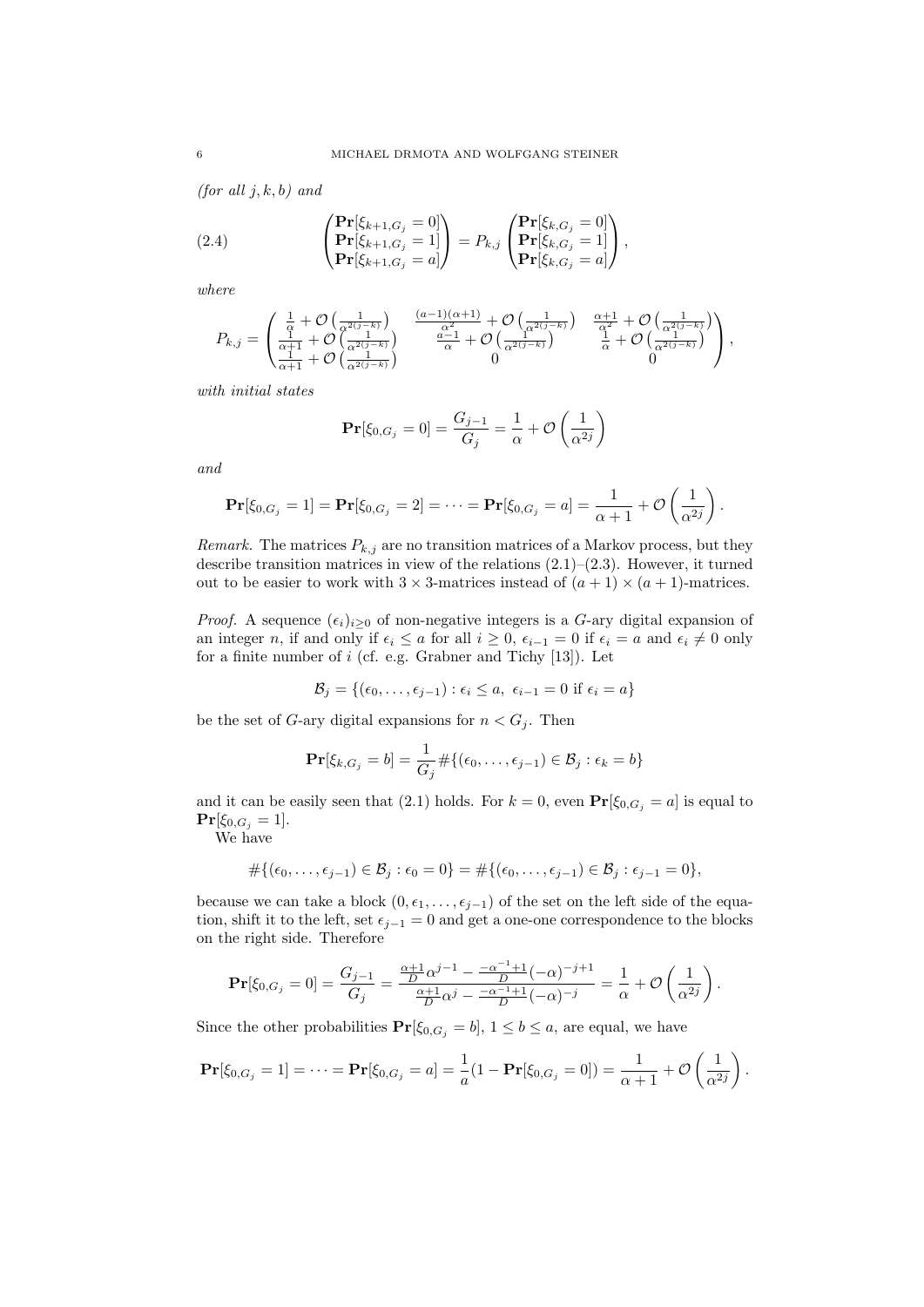*(for all $j, k, b$) and*

$$
\begin{pmatrix} \mathbf{Pr}[\xi_{k+1,G_j} = 0] \\ \mathbf{Pr}[\xi_{k+1,G_j} = 1] \\ \mathbf{Pr}[\xi_{k+1,G_j} = a] \end{pmatrix} = P_{k,j} \begin{pmatrix} \mathbf{Pr}[\xi_{k,G_j} = 0] \\ \mathbf{Pr}[\xi_{k,G_j} = 1] \\ \mathbf{Pr}[\xi_{k,G_j} = a] \end{pmatrix}, \tag{2.4}
$$

*where*

$$
P_{k,j} = \begin{pmatrix} \frac{1}{\alpha} + \mathcal{O}\left(\frac{1}{\alpha^{2(j-k)}}\right) & \frac{(a-1)(\alpha+1)}{\alpha^2} + \mathcal{O}\left(\frac{1}{\alpha^{2(j-k)}}\right) & \frac{\alpha+1}{\alpha^2} + \mathcal{O}\left(\frac{1}{\alpha^{2(j-k)}}\right) \\ \frac{1}{\alpha+1} + \mathcal{O}\left(\frac{1}{\alpha^{2(j-k)}}\right) & \frac{a-1}{\alpha} + \mathcal{O}\left(\frac{1}{\alpha^{2(j-k)}}\right) & \frac{1}{\alpha} + \mathcal{O}\left(\frac{1}{\alpha^{2(j-k)}}\right) \\ \frac{1}{\alpha+1} + \mathcal{O}\left(\frac{1}{\alpha^{2(j-k)}}\right) & 0 & 0 \end{pmatrix},
$$

*with initial states*

$$
\mathbf{Pr}[\xi_{0,G_j} = 0] = \frac{G_{j-1}}{G_j} = \frac{1}{\alpha} + \mathcal{O}\left(\frac{1}{\alpha^{2j}}\right)
$$

*and*

$$
\mathbf{Pr}[\xi_{0,G_j} = 1] = \mathbf{Pr}[\xi_{0,G_j} = 2] = \cdots = \mathbf{Pr}[\xi_{0,G_j} = a] = \frac{1}{\alpha+1} + \mathcal{O}\left(\frac{1}{\alpha^{2j}}\right).
$$

*Remark.* The matrices $P_{k,j}$ are no transition matrices of a Markov process, but they describe transition matrices in view of the relations (2.1)–(2.3). However, it turned out to be easier to work with $3 \times 3$-matrices instead of $(a+1) \times (a+1)$-matrices.

*Proof.* A sequence $(\epsilon_i)_{i \geq 0}$ of non-negative integers is a $G$-ary digital expansion of an integer $n$, if and only if $\epsilon_i \leq a$ for all $i \geq 0$, $\epsilon_{i-1} = 0$ if $\epsilon_i = a$ and $\epsilon_i \neq 0$ only for a finite number of $i$ (cf. e.g. Grabner and Tichy [13]). Let

$$
\mathcal{B}_j = \{(\epsilon_0, \ldots, \epsilon_{j-1}) : \epsilon_i \leq a,\ \epsilon_{i-1} = 0 \text{ if } \epsilon_i = a\}
$$

be the set of $G$-ary digital expansions for $n < G_j$. Then

$$
\mathbf{Pr}[\xi_{k,G_j} = b] = \frac{1}{G_j} \#\{(\epsilon_0, \ldots, \epsilon_{j-1}) \in \mathcal{B}_j : \epsilon_k = b\}
$$

and it can be easily seen that (2.1) holds. For $k = 0$, even $\mathbf{Pr}[\xi_{0,G_j} = a]$ is equal to $\mathbf{Pr}[\xi_{0,G_j} = 1]$.

We have

$$
\#\{(\epsilon_0, \ldots, \epsilon_{j-1}) \in \mathcal{B}_j : \epsilon_0 = 0\} = \#\{(\epsilon_0, \ldots, \epsilon_{j-1}) \in \mathcal{B}_j : \epsilon_{j-1} = 0\},
$$

because we can take a block $(0, \epsilon_1, \ldots, \epsilon_{j-1})$ of the set on the left side of the equation, shift it to the left, set $\epsilon_{j-1} = 0$ and get a one-one correspondence to the blocks on the right side. Therefore

$$
\mathbf{Pr}[\xi_{0,G_j} = 0] = \frac{G_{j-1}}{G_j} = \frac{\frac{\alpha+1}{D}\alpha^{j-1} - \frac{-\alpha^{-1}+1}{D}(-\alpha)^{-j+1}}{\frac{\alpha+1}{D}\alpha^{j} - \frac{-\alpha^{-1}+1}{D}(-\alpha)^{-j}} = \frac{1}{\alpha} + \mathcal{O}\left(\frac{1}{\alpha^{2j}}\right).
$$

Since the other probabilities $\mathbf{Pr}[\xi_{0,G_j} = b]$, $1 \leq b \leq a$, are equal, we have

$$
\mathbf{Pr}[\xi_{0,G_j} = 1] = \cdots = \mathbf{Pr}[\xi_{0,G_j} = a] = \frac{1}{a}(1 - \mathbf{Pr}[\xi_{0,G_j} = 0]) = \frac{1}{\alpha+1} + \mathcal{O}\left(\frac{1}{\alpha^{2j}}\right).
$$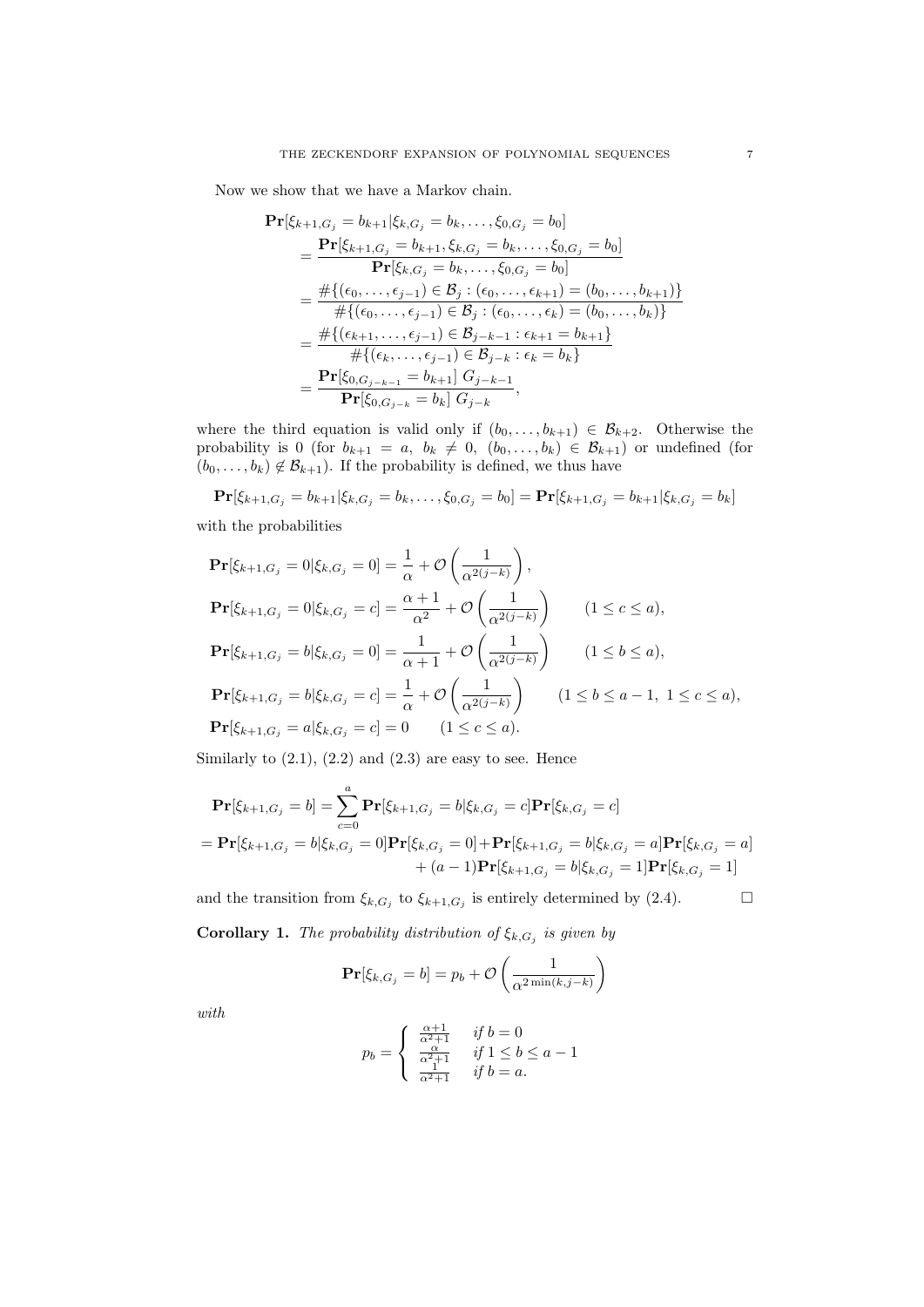Now we show that we have a Markov chain.

$$
\begin{aligned}
&\mathbf{Pr}[\xi_{k+1,G_j} = b_{k+1} | \xi_{k,G_j} = b_k, \dots, \xi_{0,G_j} = b_0] \\
&\quad = \frac{\mathbf{Pr}[\xi_{k+1,G_j} = b_{k+1}, \xi_{k,G_j} = b_k, \dots, \xi_{0,G_j} = b_0]}{\mathbf{Pr}[\xi_{k,G_j} = b_k, \dots, \xi_{0,G_j} = b_0]} \\
&\quad = \frac{\#\{(\epsilon_0, \dots, \epsilon_{j-1}) \in \mathcal{B}_j : (\epsilon_0, \dots, \epsilon_{k+1}) = (b_0, \dots, b_{k+1})\}}{\#\{(\epsilon_0, \dots, \epsilon_{j-1}) \in \mathcal{B}_j : (\epsilon_0, \dots, \epsilon_k) = (b_0, \dots, b_k)\}} \\
&\quad = \frac{\#\{(\epsilon_{k+1}, \dots, \epsilon_{j-1}) \in \mathcal{B}_{j-k-1} : \epsilon_{k+1} = b_{k+1}\}}{\#\{(\epsilon_k, \dots, \epsilon_{j-1}) \in \mathcal{B}_{j-k} : \epsilon_k = b_k\}} \\
&\quad = \frac{\mathbf{Pr}[\xi_{0,G_{j-k-1}} = b_{k+1}]\ G_{j-k-1}}{\mathbf{Pr}[\xi_{0,G_{j-k}} = b_k]\ G_{j-k}},
\end{aligned}
$$

where the third equation is valid only if $(b_0, \dots, b_{k+1}) \in \mathcal{B}_{k+2}$. Otherwise the probability is 0 (for $b_{k+1} = a$, $b_k \neq 0$, $(b_0, \dots, b_k) \in \mathcal{B}_{k+1}$) or undefined (for $(b_0, \dots, b_k) \notin \mathcal{B}_{k+1}$). If the probability is defined, we thus have

$$
\mathbf{Pr}[\xi_{k+1,G_j} = b_{k+1} | \xi_{k,G_j} = b_k, \dots, \xi_{0,G_j} = b_0] = \mathbf{Pr}[\xi_{k+1,G_j} = b_{k+1} | \xi_{k,G_j} = b_k]
$$

with the probabilities

$$
\begin{aligned}
&\mathbf{Pr}[\xi_{k+1,G_j} = 0 | \xi_{k,G_j} = 0] = \frac{1}{\alpha} + \mathcal{O}\left(\frac{1}{\alpha^{2(j-k)}}\right), \\
&\mathbf{Pr}[\xi_{k+1,G_j} = 0 | \xi_{k,G_j} = c] = \frac{\alpha+1}{\alpha^2} + \mathcal{O}\left(\frac{1}{\alpha^{2(j-k)}}\right) \qquad (1 \le c \le a), \\
&\mathbf{Pr}[\xi_{k+1,G_j} = b | \xi_{k,G_j} = 0] = \frac{1}{\alpha+1} + \mathcal{O}\left(\frac{1}{\alpha^{2(j-k)}}\right) \qquad (1 \le b \le a), \\
&\mathbf{Pr}[\xi_{k+1,G_j} = b | \xi_{k,G_j} = c] = \frac{1}{\alpha} + \mathcal{O}\left(\frac{1}{\alpha^{2(j-k)}}\right) \qquad (1 \le b \le a-1,\ 1 \le c \le a), \\
&\mathbf{Pr}[\xi_{k+1,G_j} = a | \xi_{k,G_j} = c] = 0 \qquad (1 \le c \le a).
\end{aligned}
$$

Similarly to (2.1), (2.2) and (2.3) are easy to see. Hence

$$
\begin{aligned}
&\mathbf{Pr}[\xi_{k+1,G_j} = b] = \sum_{c=0}^{a} \mathbf{Pr}[\xi_{k+1,G_j} = b | \xi_{k,G_j} = c] \mathbf{Pr}[\xi_{k,G_j} = c] \\
&= \mathbf{Pr}[\xi_{k+1,G_j} = b | \xi_{k,G_j} = 0] \mathbf{Pr}[\xi_{k,G_j} = 0] + \mathbf{Pr}[\xi_{k+1,G_j} = b | \xi_{k,G_j} = a] \mathbf{Pr}[\xi_{k,G_j} = a] \\
&\qquad + (a-1) \mathbf{Pr}[\xi_{k+1,G_j} = b | \xi_{k,G_j} = 1] \mathbf{Pr}[\xi_{k,G_j} = 1]
\end{aligned}
$$

and the transition from $\xi_{k,G_j}$ to $\xi_{k+1,G_j}$ is entirely determined by (2.4). $\square$

**Corollary 1.** *The probability distribution of $\xi_{k,G_j}$ is given by*

$$
\mathbf{Pr}[\xi_{k,G_j} = b] = p_b + \mathcal{O}\left(\frac{1}{\alpha^{2\min(k, j-k)}}\right)
$$

*with*

$$
p_b = \begin{cases} \frac{\alpha+1}{\alpha^2+1} & \text{if } b = 0 \\ \frac{\alpha}{\alpha^2+1} & \text{if } 1 \le b \le a-1 \\ \frac{1}{\alpha^2+1} & \text{if } b = a. \end{cases}
$$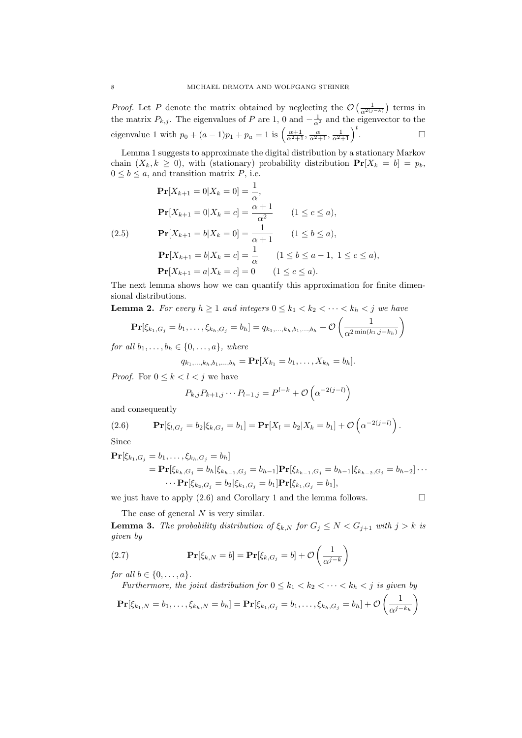*Proof.* Let $P$ denote the matrix obtained by neglecting the $\mathcal{O}\left(\frac{1}{\alpha^{2(j-k)}}\right)$ terms in the matrix $P_{k,j}$. The eigenvalues of $P$ are 1, 0 and $-\frac{1}{\alpha^2}$ and the eigenvector to the eigenvalue 1 with $p_0 + (a-1)p_1 + p_a = 1$ is $\left(\frac{\alpha+1}{\alpha^2+1}, \frac{\alpha}{\alpha^2+1}, \frac{1}{\alpha^2+1}\right)^t$. □

Lemma 1 suggests to approximate the digital distribution by a stationary Markov chain $(X_k, k \geq 0)$, with (stationary) probability distribution $\mathbf{Pr}[X_k = b] = p_b$, $0 \leq b \leq a$, and transition matrix $P$, i.e.

$$
\begin{aligned}
&\mathbf{Pr}[X_{k+1} = 0 | X_k = 0] = \frac{1}{\alpha}, \\
&\mathbf{Pr}[X_{k+1} = 0 | X_k = c] = \frac{\alpha+1}{\alpha^2} \qquad (1 \leq c \leq a), \\
&\mathbf{Pr}[X_{k+1} = b | X_k = 0] = \frac{1}{\alpha+1} \qquad (1 \leq b \leq a), \\
&\mathbf{Pr}[X_{k+1} = b | X_k = c] = \frac{1}{\alpha} \qquad (1 \leq b \leq a-1,\ 1 \leq c \leq a), \\
&\mathbf{Pr}[X_{k+1} = a | X_k = c] = 0 \qquad (1 \leq c \leq a).
\end{aligned} \tag{2.5}
$$

The next lemma shows how we can quantify this approximation for finite dimensional distributions.

**Lemma 2.** *For every $h \geq 1$ and integers $0 \leq k_1 < k_2 < \cdots < k_h < j$ we have*

$$
\mathbf{Pr}[\xi_{k_1,G_j} = b_1, \ldots, \xi_{k_h,G_j} = b_h] = q_{k_1,\ldots,k_h,b_1,\ldots,b_h} + \mathcal{O}\left(\frac{1}{\alpha^{2\min(k_1, j-k_h)}}\right)
$$

*for all $b_1, \ldots, b_h \in \{0, \ldots, a\}$, where*

$$
q_{k_1,\ldots,k_h,b_1,\ldots,b_h} = \mathbf{Pr}[X_{k_1} = b_1, \ldots, X_{k_h} = b_h].
$$

*Proof.* For $0 \leq k < l < j$ we have

$$
P_{k,j} P_{k+1,j} \cdots P_{l-1,j} = P^{l-k} + \mathcal{O}\left(\alpha^{-2(j-l)}\right)
$$

and consequently

$$
\mathbf{Pr}[\xi_{l,G_j} = b_2 | \xi_{k,G_j} = b_1] = \mathbf{Pr}[X_l = b_2 | X_k = b_1] + \mathcal{O}\left(\alpha^{-2(j-l)}\right). \tag{2.6}
$$

Since

$$
\begin{aligned}
&\mathbf{Pr}[\xi_{k_1,G_j} = b_1, \ldots, \xi_{k_h,G_j} = b_h] \\
&\quad = \mathbf{Pr}[\xi_{k_h,G_j} = b_h | \xi_{k_{h-1},G_j} = b_{h-1}] \mathbf{Pr}[\xi_{k_{h-1},G_j} = b_{h-1} | \xi_{k_{h-2},G_j} = b_{h-2}] \cdots \\
&\quad\quad \cdots \mathbf{Pr}[\xi_{k_2,G_j} = b_2 | \xi_{k_1,G_j} = b_1] \mathbf{Pr}[\xi_{k_1,G_j} = b_1],
\end{aligned}
$$

we just have to apply (2.6) and Corollary 1 and the lemma follows. □

The case of general $N$ is very similar.

**Lemma 3.** *The probability distribution of $\xi_{k,N}$ for $G_j \leq N < G_{j+1}$ with $j > k$ is given by*

$$
\mathbf{Pr}[\xi_{k,N} = b] = \mathbf{Pr}[\xi_{k,G_j} = b] + \mathcal{O}\left(\frac{1}{\alpha^{j-k}}\right) \tag{2.7}
$$

*for all $b \in \{0, \ldots, a\}$.*

*Furthermore, the joint distribution for $0 \leq k_1 < k_2 < \cdots < k_h < j$ is given by*

$$
\mathbf{Pr}[\xi_{k_1,N} = b_1, \ldots, \xi_{k_h,N} = b_h] = \mathbf{Pr}[\xi_{k_1,G_j} = b_1, \ldots, \xi_{k_h,G_j} = b_h] + \mathcal{O}\left(\frac{1}{\alpha^{j-k_h}}\right)
$$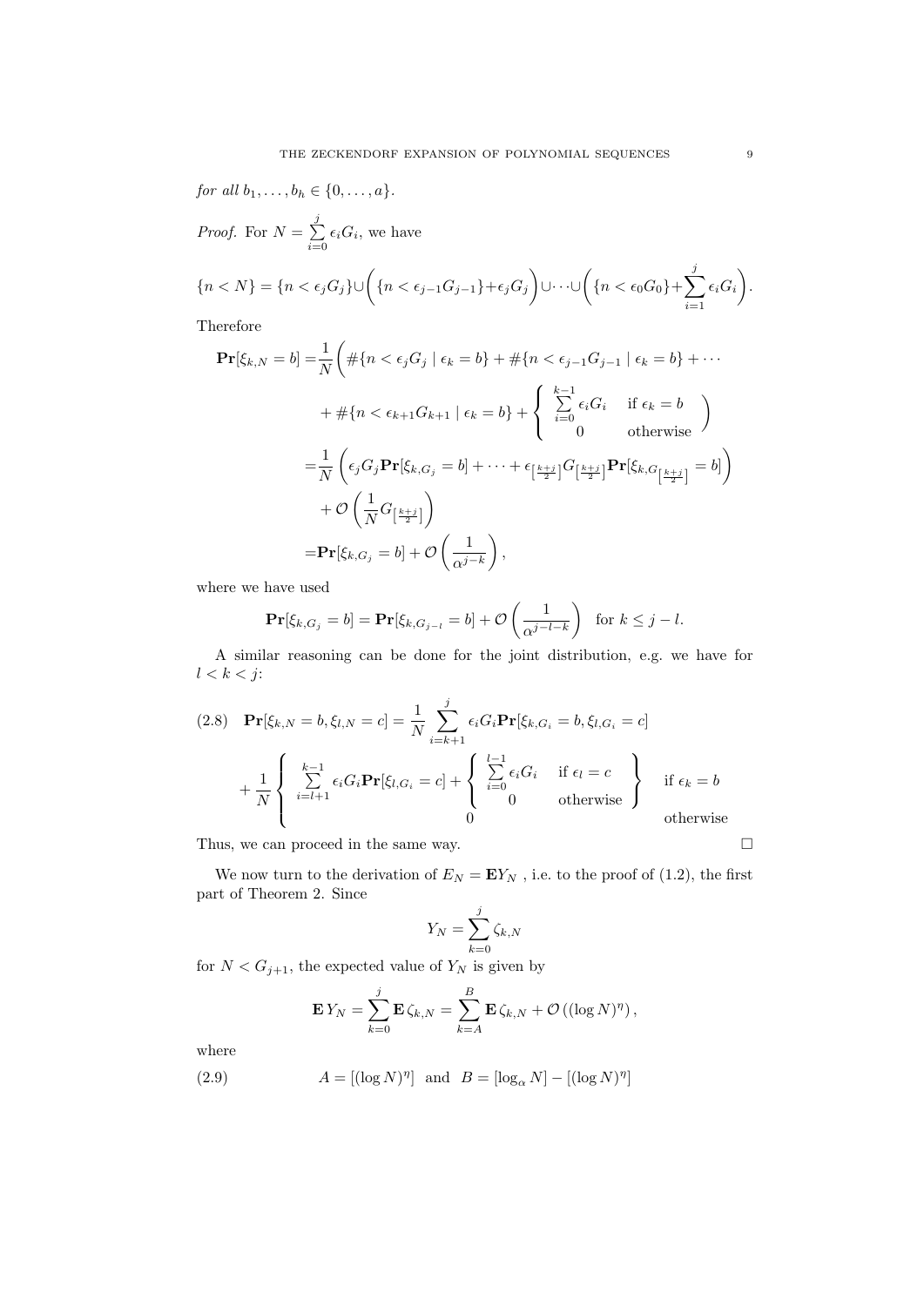*for all* $b_1, \ldots, b_h \in \{0, \ldots, a\}$.

*Proof.* For $N = \sum_{i=0}^{j} \epsilon_i G_i$, we have

$$\{n < N\} = \{n < \epsilon_j G_j\} \cup \left( \{n < \epsilon_{j-1} G_{j-1}\} + \epsilon_j G_j \right) \cup \cdots \cup \left( \{n < \epsilon_0 G_0\} + \sum_{i=1}^{j} \epsilon_i G_i \right).$$

Therefore

$$\begin{aligned}
\mathbf{Pr}[\xi_{k,N} = b] =& \frac{1}{N} \Bigg( \#\{n < \epsilon_j G_j \mid \epsilon_k = b\} + \#\{n < \epsilon_{j-1} G_{j-1} \mid \epsilon_k = b\} + \cdots \\
&+ \#\{n < \epsilon_{k+1} G_{k+1} \mid \epsilon_k = b\} + \left\{ \begin{array}{ll} \sum_{i=0}^{k-1} \epsilon_i G_i & \text{if } \epsilon_k = b \\ 0 & \text{otherwise} \end{array} \right) \\
=& \frac{1}{N} \left( \epsilon_j G_j \mathbf{Pr}[\xi_{k,G_j} = b] + \cdots + \epsilon_{\left[\frac{k+j}{2}\right]} G_{\left[\frac{k+j}{2}\right]} \mathbf{Pr}[\xi_{k,G_{\left[\frac{k+j}{2}\right]}} = b] \right) \\
&+ \mathcal{O}\left( \frac{1}{N} G_{\left[\frac{k+j}{2}\right]} \right) \\
=& \mathbf{Pr}[\xi_{k,G_j} = b] + \mathcal{O}\left( \frac{1}{\alpha^{j-k}} \right),
\end{aligned}$$

where we have used

$$\mathbf{Pr}[\xi_{k,G_j} = b] = \mathbf{Pr}[\xi_{k,G_{j-l}} = b] + \mathcal{O}\left( \frac{1}{\alpha^{j-l-k}} \right) \quad \text{for } k \leq j - l.$$

A similar reasoning can be done for the joint distribution, e.g. we have for $l < k < j$:

$$\begin{aligned}
(2.8) \quad \mathbf{Pr}[\xi_{k,N} = b, \xi_{l,N} = c] =& \frac{1}{N} \sum_{i=k+1}^{j} \epsilon_i G_i \mathbf{Pr}[\xi_{k,G_i} = b, \xi_{l,G_i} = c] \\
&+ \frac{1}{N} \left\{ \begin{array}{ll} \sum_{i=l+1}^{k-1} \epsilon_i G_i \mathbf{Pr}[\xi_{l,G_i} = c] + \left\{ \begin{array}{ll} \sum_{i=0}^{l-1} \epsilon_i G_i & \text{if } \epsilon_l = c \\ 0 & \text{otherwise} \end{array} \right\} & \text{if } \epsilon_k = b \\ 0 & \text{otherwise} \end{array} \right.
\end{aligned}$$

Thus, we can proceed in the same way. $\square$

We now turn to the derivation of $E_N = \mathbf{E} Y_N$ , i.e. to the proof of (1.2), the first part of Theorem 2. Since

$$Y_N = \sum_{k=0}^{j} \zeta_{k,N}$$

for $N < G_{j+1}$, the expected value of $Y_N$ is given by

$$\mathbf{E}\, Y_N = \sum_{k=0}^{j} \mathbf{E}\, \zeta_{k,N} = \sum_{k=A}^{B} \mathbf{E}\, \zeta_{k,N} + \mathcal{O}\left( (\log N)^\eta \right),$$

where

$$(2.9) \qquad A = [(\log N)^\eta] \quad \text{and} \quad B = [\log_\alpha N] - [(\log N)^\eta]$$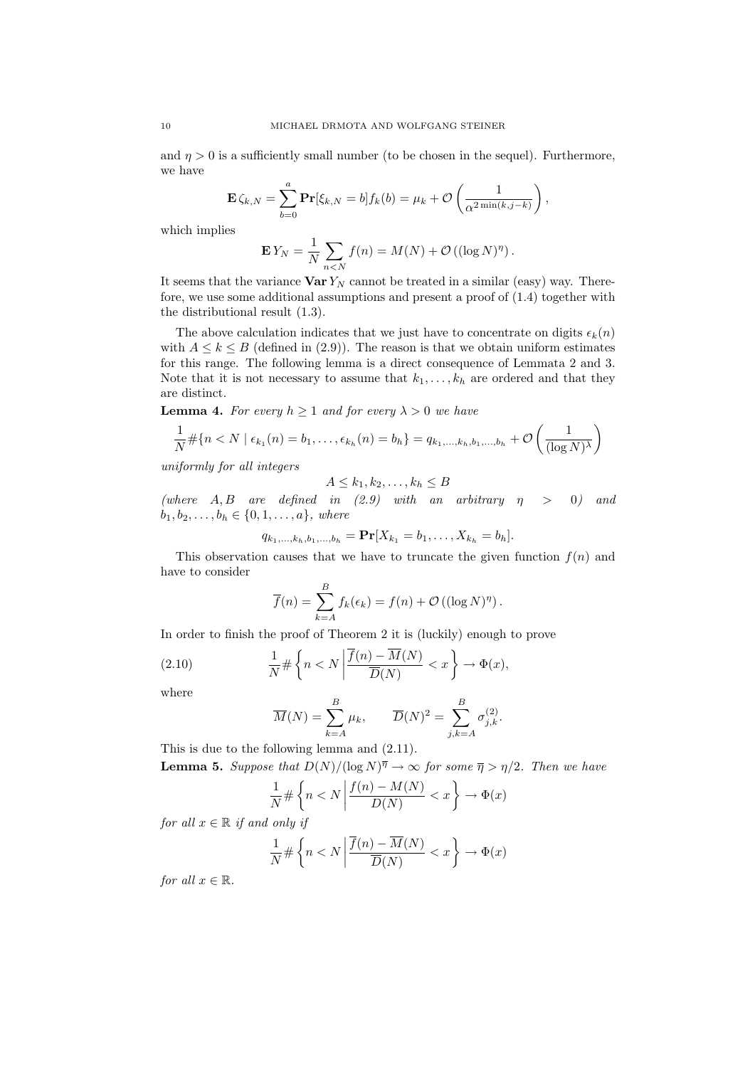and $\eta > 0$ is a sufficiently small number (to be chosen in the sequel). Furthermore, we have

$$\mathbf{E}\,\zeta_{k,N} = \sum_{b=0}^{a} \mathbf{Pr}[\xi_{k,N} = b] f_k(b) = \mu_k + \mathcal{O}\left(\frac{1}{\alpha^{2\min(k,j-k)}}\right),$$

which implies

$$\mathbf{E}\,Y_N = \frac{1}{N}\sum_{n<N} f(n) = M(N) + \mathcal{O}\left((\log N)^{\eta}\right).$$

It seems that the variance $\mathbf{Var}\,Y_N$ cannot be treated in a similar (easy) way. Therefore, we use some additional assumptions and present a proof of (1.4) together with the distributional result (1.3).

The above calculation indicates that we just have to concentrate on digits $\epsilon_k(n)$ with $A \le k \le B$ (defined in (2.9)). The reason is that we obtain uniform estimates for this range. The following lemma is a direct consequence of Lemmata 2 and 3. Note that it is not necessary to assume that $k_1, \ldots, k_h$ are ordered and that they are distinct.

**Lemma 4.** *For every $h \ge 1$ and for every $\lambda > 0$ we have*

$$\frac{1}{N}\#\{n < N \mid \epsilon_{k_1}(n) = b_1, \ldots, \epsilon_{k_h}(n) = b_h\} = q_{k_1,\ldots,k_h,b_1,\ldots,b_h} + \mathcal{O}\left(\frac{1}{(\log N)^{\lambda}}\right)$$

*uniformly for all integers*

$$A \le k_1, k_2, \ldots, k_h \le B$$

*(where $A, B$ are defined in (2.9) with an arbitrary $\eta > 0$) and $b_1, b_2, \ldots, b_h \in \{0, 1, \ldots, a\}$, where*

$$q_{k_1,\ldots,k_h,b_1,\ldots,b_h} = \mathbf{Pr}[X_{k_1} = b_1, \ldots, X_{k_h} = b_h].$$

This observation causes that we have to truncate the given function $f(n)$ and have to consider

$$\overline{f}(n) = \sum_{k=A}^{B} f_k(\epsilon_k) = f(n) + \mathcal{O}\left((\log N)^{\eta}\right).$$

In order to finish the proof of Theorem 2 it is (luckily) enough to prove

$$\frac{1}{N}\#\left\{n < N \left| \frac{\overline{f}(n) - \overline{M}(N)}{\overline{D}(N)} < x \right.\right\} \to \Phi(x), \tag{2.10}$$

where

$$\overline{M}(N) = \sum_{k=A}^{B} \mu_k, \qquad \overline{D}(N)^2 = \sum_{j,k=A}^{B} \sigma_{j,k}^{(2)}.$$

This is due to the following lemma and (2.11).

**Lemma 5.** *Suppose that $D(N)/(\log N)^{\overline{\eta}} \to \infty$ for some $\overline{\eta} > \eta/2$. Then we have*

$$\frac{1}{N}\#\left\{n < N \left| \frac{f(n) - M(N)}{D(N)} < x \right.\right\} \to \Phi(x)$$

*for all $x \in \mathbb{R}$ if and only if*

$$\frac{1}{N}\#\left\{n < N \left| \frac{\overline{f}(n) - \overline{M}(N)}{\overline{D}(N)} < x \right.\right\} \to \Phi(x)$$

*for all $x \in \mathbb{R}$.*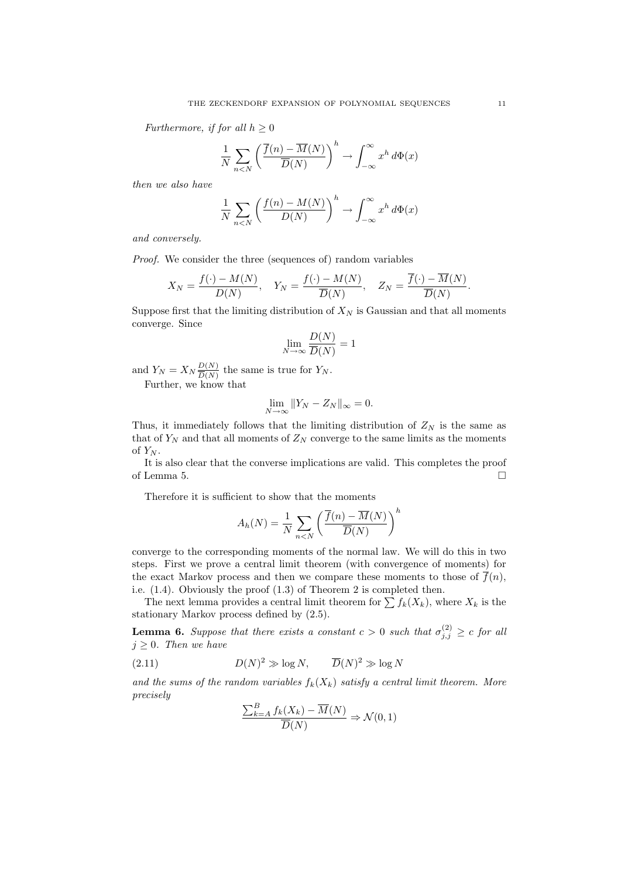*Furthermore, if for all $h \ge 0$*

$$\frac{1}{N}\sum_{n<N}\left(\frac{\overline{f}(n)-\overline{M}(N)}{\overline{D}(N)}\right)^h \to \int_{-\infty}^{\infty} x^h\, d\Phi(x)$$

*then we also have*

$$\frac{1}{N}\sum_{n<N}\left(\frac{f(n)-M(N)}{D(N)}\right)^h \to \int_{-\infty}^{\infty} x^h\, d\Phi(x)$$

*and conversely.*

*Proof.* We consider the three (sequences of) random variables

$$X_N = \frac{f(\cdot)-M(N)}{D(N)}, \quad Y_N = \frac{f(\cdot)-M(N)}{\overline{D}(N)}, \quad Z_N = \frac{\overline{f}(\cdot)-\overline{M}(N)}{\overline{D}(N)}.$$

Suppose first that the limiting distribution of $X_N$ is Gaussian and that all moments converge. Since

$$\lim_{N\to\infty}\frac{D(N)}{\overline{D}(N)} = 1$$

and $Y_N = X_N \frac{D(N)}{\overline{D}(N)}$ the same is true for $Y_N$.

Further, we know that

$$\lim_{N\to\infty}\|Y_N - Z_N\|_\infty = 0.$$

Thus, it immediately follows that the limiting distribution of $Z_N$ is the same as that of $Y_N$ and that all moments of $Z_N$ converge to the same limits as the moments of $Y_N$.

It is also clear that the converse implications are valid. This completes the proof of Lemma 5. □

Therefore it is sufficient to show that the moments

$$A_h(N) = \frac{1}{N}\sum_{n<N}\left(\frac{\overline{f}(n)-\overline{M}(N)}{\overline{D}(N)}\right)^h$$

converge to the corresponding moments of the normal law. We will do this in two steps. First we prove a central limit theorem (with convergence of moments) for the exact Markov process and then we compare these moments to those of $\overline{f}(n)$, i.e. (1.4). Obviously the proof (1.3) of Theorem 2 is completed then.

The next lemma provides a central limit theorem for $\sum f_k(X_k)$, where $X_k$ is the stationary Markov process defined by (2.5).

**Lemma 6.** *Suppose that there exists a constant $c > 0$ such that $\sigma_{j,j}^{(2)} \ge c$ for all $j \ge 0$. Then we have*

$$D(N)^2 \gg \log N, \qquad \overline{D}(N)^2 \gg \log N \tag{2.11}$$

*and the sums of the random variables $f_k(X_k)$ satisfy a central limit theorem. More precisely*

$$\frac{\sum_{k=A}^{B} f_k(X_k) - \overline{M}(N)}{\overline{D}(N)} \Rightarrow \mathcal{N}(0,1)$$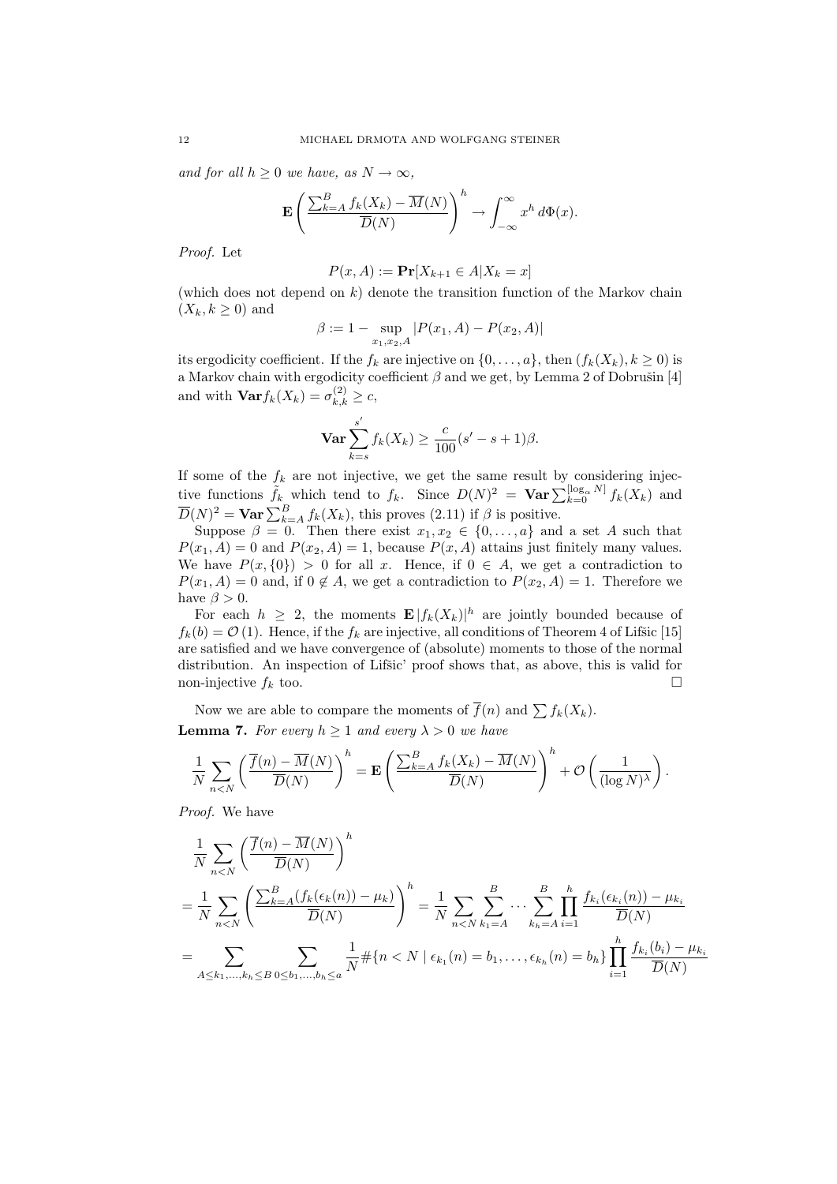*and for all $h \ge 0$ we have, as $N \to \infty$,*

$$\mathbf{E}\left(\frac{\sum_{k=A}^{B} f_k(X_k) - \overline{M}(N)}{\overline{D}(N)}\right)^h \to \int_{-\infty}^{\infty} x^h \, d\Phi(x).$$

*Proof.* Let

$$P(x, A) := \mathbf{Pr}[X_{k+1} \in A | X_k = x]$$

(which does not depend on $k$) denote the transition function of the Markov chain $(X_k, k \ge 0)$ and

$$\beta := 1 - \sup_{x_1, x_2, A} |P(x_1, A) - P(x_2, A)|$$

its ergodicity coefficient. If the $f_k$ are injective on $\{0, \ldots, a\}$, then $(f_k(X_k), k \ge 0)$ is a Markov chain with ergodicity coefficient $\beta$ and we get, by Lemma 2 of Dobrušin [4] and with $\mathbf{Var} f_k(X_k) = \sigma_{k,k}^{(2)} \ge c$,

$$\mathbf{Var} \sum_{k=s}^{s'} f_k(X_k) \ge \frac{c}{100}(s' - s + 1)\beta.$$

If some of the $f_k$ are not injective, we get the same result by considering injective functions $\tilde{f}_k$ which tend to $f_k$. Since $D(N)^2 = \mathbf{Var} \sum_{k=0}^{[\log_\alpha N]} f_k(X_k)$ and $\overline{D}(N)^2 = \mathbf{Var} \sum_{k=A}^{B} f_k(X_k)$, this proves (2.11) if $\beta$ is positive.

Suppose $\beta = 0$. Then there exist $x_1, x_2 \in \{0, \ldots, a\}$ and a set $A$ such that $P(x_1, A) = 0$ and $P(x_2, A) = 1$, because $P(x, A)$ attains just finitely many values. We have $P(x, \{0\}) > 0$ for all $x$. Hence, if $0 \in A$, we get a contradiction to $P(x_1, A) = 0$ and, if $0 \notin A$, we get a contradiction to $P(x_2, A) = 1$. Therefore we have $\beta > 0$.

For each $h \ge 2$, the moments $\mathbf{E} |f_k(X_k)|^h$ are jointly bounded because of $f_k(b) = \mathcal{O}(1)$. Hence, if the $f_k$ are injective, all conditions of Theorem 4 of Lifšic [15] are satisfied and we have convergence of (absolute) moments to those of the normal distribution. An inspection of Lifšic' proof shows that, as above, this is valid for non-injective $f_k$ too. □

Now we are able to compare the moments of $\overline{f}(n)$ and $\sum f_k(X_k)$.

**Lemma 7.** *For every $h \ge 1$ and every $\lambda > 0$ we have*

$$\frac{1}{N} \sum_{n<N} \left(\frac{\overline{f}(n) - \overline{M}(N)}{\overline{D}(N)}\right)^h = \mathbf{E}\left(\frac{\sum_{k=A}^{B} f_k(X_k) - \overline{M}(N)}{\overline{D}(N)}\right)^h + \mathcal{O}\left(\frac{1}{(\log N)^\lambda}\right).$$

*Proof.* We have

$$\begin{aligned}
&\frac{1}{N} \sum_{n<N} \left(\frac{\overline{f}(n) - \overline{M}(N)}{\overline{D}(N)}\right)^h \\
&= \frac{1}{N} \sum_{n<N} \left(\frac{\sum_{k=A}^{B} (f_k(\epsilon_k(n)) - \mu_k)}{\overline{D}(N)}\right)^h = \frac{1}{N} \sum_{n<N} \sum_{k_1=A}^{B} \cdots \sum_{k_h=A}^{B} \prod_{i=1}^{h} \frac{f_{k_i}(\epsilon_{k_i}(n)) - \mu_{k_i}}{\overline{D}(N)} \\
&= \sum_{A \le k_1, \ldots, k_h \le B} \sum_{0 \le b_1, \ldots, b_h \le a} \frac{1}{N} \#\{n < N \mid \epsilon_{k_1}(n) = b_1, \ldots, \epsilon_{k_h}(n) = b_h\} \prod_{i=1}^{h} \frac{f_{k_i}(b_i) - \mu_{k_i}}{\overline{D}(N)}
\end{aligned}$$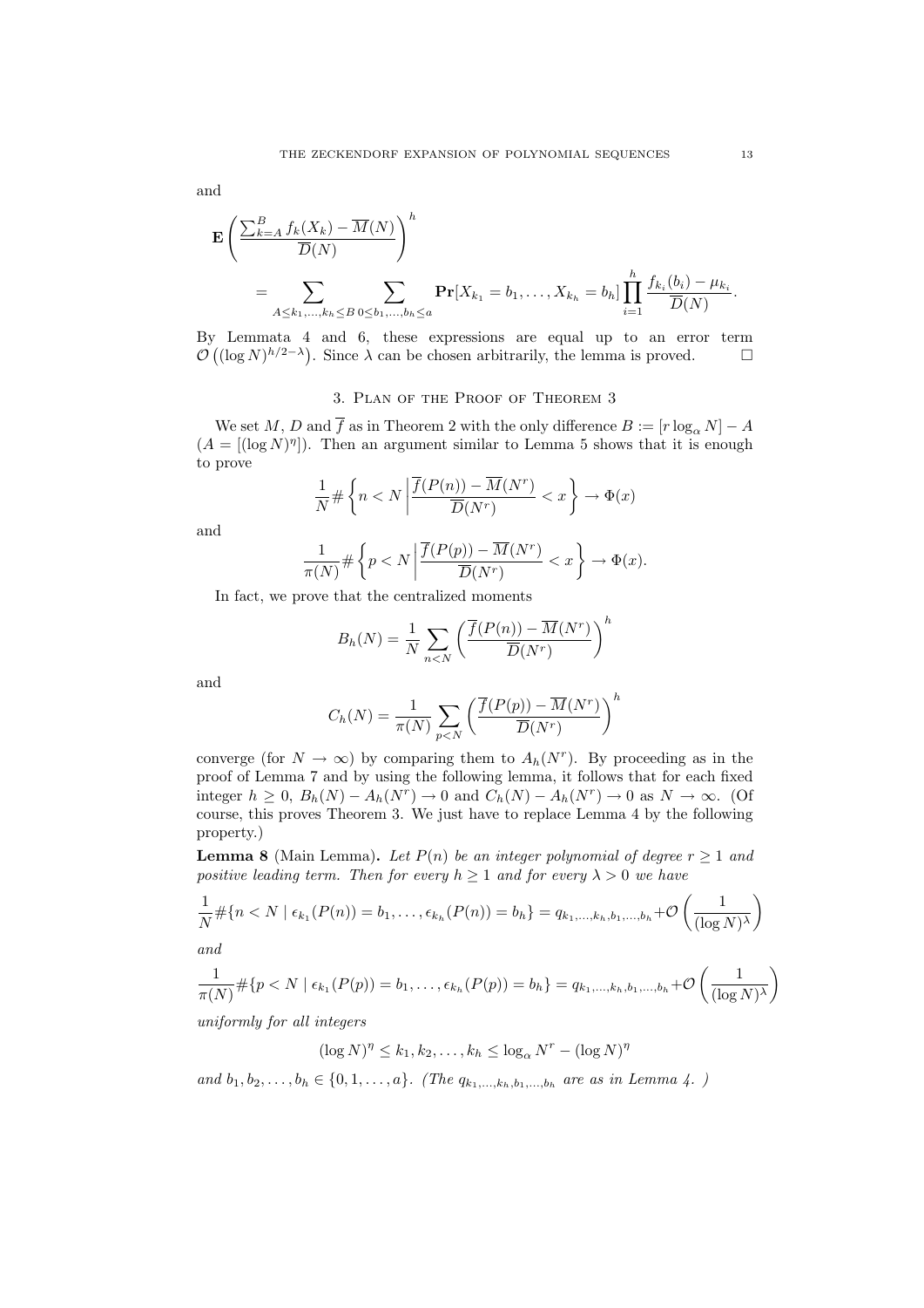and

$$\mathbf{E}\left(\frac{\sum_{k=A}^{B} f_k(X_k) - \overline{M}(N)}{\overline{D}(N)}\right)^h$$
$$= \sum_{A\le k_1,\ldots,k_h\le B}\ \sum_{0\le b_1,\ldots,b_h\le a} \mathbf{Pr}[X_{k_1}=b_1,\ldots,X_{k_h}=b_h] \prod_{i=1}^{h} \frac{f_{k_i}(b_i)-\mu_{k_i}}{\overline{D}(N)}.$$

By Lemmata 4 and 6, these expressions are equal up to an error term $\mathcal{O}\left((\log N)^{h/2-\lambda}\right)$. Since $\lambda$ can be chosen arbitrarily, the lemma is proved. □

## 3. Plan of the Proof of Theorem 3

We set $M$, $D$ and $\overline{f}$ as in Theorem 2 with the only difference $B := [r\log_\alpha N] - A$ ($A = [(\log N)^\eta]$). Then an argument similar to Lemma 5 shows that it is enough to prove

$$\frac{1}{N}\#\left\{n<N \,\middle|\, \frac{\overline{f}(P(n))-\overline{M}(N^r)}{\overline{D}(N^r)} < x\right\} \to \Phi(x)$$

and

$$\frac{1}{\pi(N)}\#\left\{p<N \,\middle|\, \frac{\overline{f}(P(p))-\overline{M}(N^r)}{\overline{D}(N^r)} < x\right\} \to \Phi(x).$$

In fact, we prove that the centralized moments

$$B_h(N) = \frac{1}{N}\sum_{n<N}\left(\frac{\overline{f}(P(n))-\overline{M}(N^r)}{\overline{D}(N^r)}\right)^h$$

and

$$C_h(N) = \frac{1}{\pi(N)}\sum_{p<N}\left(\frac{\overline{f}(P(p))-\overline{M}(N^r)}{\overline{D}(N^r)}\right)^h$$

converge (for $N\to\infty$) by comparing them to $A_h(N^r)$. By proceeding as in the proof of Lemma 7 and by using the following lemma, it follows that for each fixed integer $h\ge 0$, $B_h(N)-A_h(N^r)\to 0$ and $C_h(N)-A_h(N^r)\to 0$ as $N\to\infty$. (Of course, this proves Theorem 3. We just have to replace Lemma 4 by the following property.)

**Lemma 8** (Main Lemma)**.** *Let $P(n)$ be an integer polynomial of degree $r\ge 1$ and positive leading term. Then for every $h\ge 1$ and for every $\lambda>0$ we have*

$$\frac{1}{N}\#\{n<N \mid \epsilon_{k_1}(P(n))=b_1,\ldots,\epsilon_{k_h}(P(n))=b_h\} = q_{k_1,\ldots,k_h,b_1,\ldots,b_h} + \mathcal{O}\left(\frac{1}{(\log N)^\lambda}\right)$$

*and*

$$\frac{1}{\pi(N)}\#\{p<N \mid \epsilon_{k_1}(P(p))=b_1,\ldots,\epsilon_{k_h}(P(p))=b_h\} = q_{k_1,\ldots,k_h,b_1,\ldots,b_h} + \mathcal{O}\left(\frac{1}{(\log N)^\lambda}\right)$$

*uniformly for all integers*

$$(\log N)^\eta \le k_1,k_2,\ldots,k_h \le \log_\alpha N^r - (\log N)^\eta$$

*and $b_1,b_2,\ldots,b_h\in\{0,1,\ldots,a\}$. (The $q_{k_1,\ldots,k_h,b_1,\ldots,b_h}$ are as in Lemma 4. )*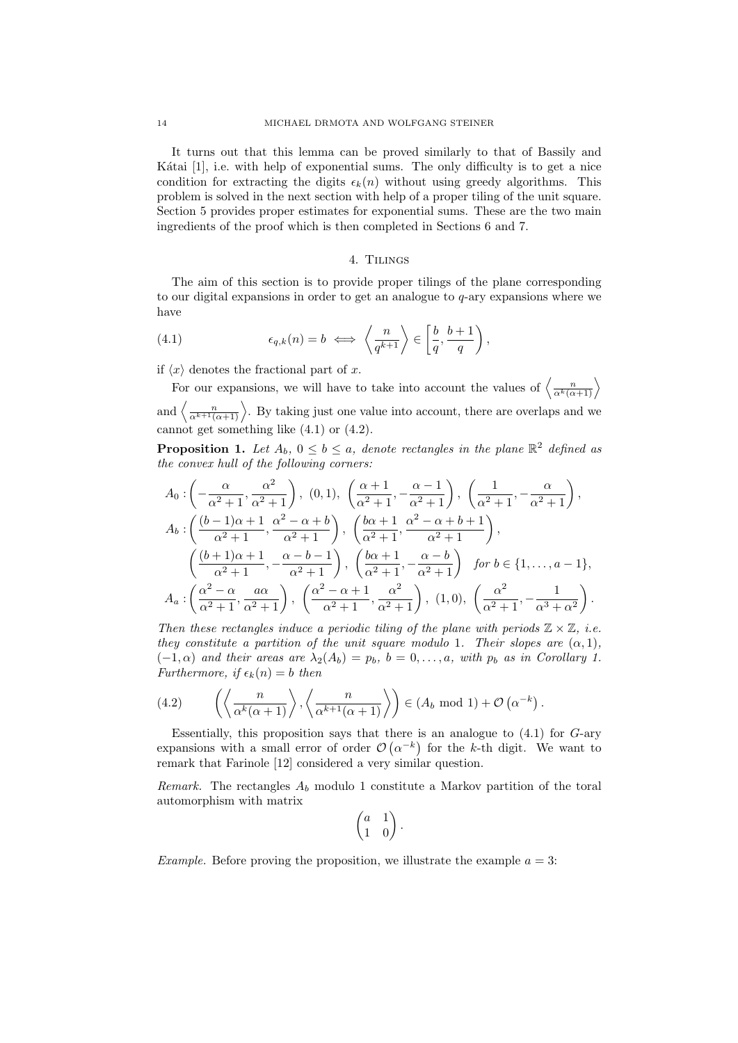It turns out that this lemma can be proved similarly to that of Bassily and Kátai [1], i.e. with help of exponential sums. The only difficulty is to get a nice condition for extracting the digits $\epsilon_k(n)$ without using greedy algorithms. This problem is solved in the next section with help of a proper tiling of the unit square. Section 5 provides proper estimates for exponential sums. These are the two main ingredients of the proof which is then completed in Sections 6 and 7.

## 4. Tilings

The aim of this section is to provide proper tilings of the plane corresponding to our digital expansions in order to get an analogue to $q$-ary expansions where we have

$$\epsilon_{q,k}(n) = b \iff \left\langle \frac{n}{q^{k+1}} \right\rangle \in \left[\frac{b}{q}, \frac{b+1}{q}\right), \tag{4.1}$$

if $\langle x \rangle$ denotes the fractional part of $x$.

For our expansions, we will have to take into account the values of $\left\langle \frac{n}{\alpha^k(\alpha+1)} \right\rangle$ and $\left\langle \frac{n}{\alpha^{k+1}(\alpha+1)} \right\rangle$. By taking just one value into account, there are overlaps and we cannot get something like (4.1) or (4.2).

**Proposition 1.** *Let $A_b$, $0 \le b \le a$, denote rectangles in the plane $\mathbb{R}^2$ defined as the convex hull of the following corners:*

$$A_0 : \left(-\frac{\alpha}{\alpha^2+1}, \frac{\alpha^2}{\alpha^2+1}\right),\ (0,1),\ \left(\frac{\alpha+1}{\alpha^2+1}, -\frac{\alpha-1}{\alpha^2+1}\right),\ \left(\frac{1}{\alpha^2+1}, -\frac{\alpha}{\alpha^2+1}\right),$$

$$A_b : \left(\frac{(b-1)\alpha+1}{\alpha^2+1}, \frac{\alpha^2-\alpha+b}{\alpha^2+1}\right),\ \left(\frac{b\alpha+1}{\alpha^2+1}, \frac{\alpha^2-\alpha+b+1}{\alpha^2+1}\right),$$

$$\left(\frac{(b+1)\alpha+1}{\alpha^2+1}, -\frac{\alpha-b-1}{\alpha^2+1}\right),\ \left(\frac{b\alpha+1}{\alpha^2+1}, -\frac{\alpha-b}{\alpha^2+1}\right) \quad \text{for } b \in \{1,\dots,a-1\},$$

$$A_a : \left(\frac{\alpha^2-\alpha}{\alpha^2+1}, \frac{a\alpha}{\alpha^2+1}\right),\ \left(\frac{\alpha^2-\alpha+1}{\alpha^2+1}, \frac{\alpha^2}{\alpha^2+1}\right),\ (1,0),\ \left(\frac{\alpha^2}{\alpha^2+1}, -\frac{1}{\alpha^3+\alpha^2}\right).$$

*Then these rectangles induce a periodic tiling of the plane with periods $\mathbb{Z}\times\mathbb{Z}$, i.e. they constitute a partition of the unit square modulo 1. Their slopes are $(\alpha, 1)$, $(-1, \alpha)$ and their areas are $\lambda_2(A_b) = p_b$, $b = 0,\dots,a$, with $p_b$ as in Corollary 1. Furthermore, if $\epsilon_k(n) = b$ then*

$$\left(\left\langle \frac{n}{\alpha^k(\alpha+1)} \right\rangle, \left\langle \frac{n}{\alpha^{k+1}(\alpha+1)} \right\rangle\right) \in (A_b \bmod 1) + \mathcal{O}\left(\alpha^{-k}\right). \tag{4.2}$$

Essentially, this proposition says that there is an analogue to (4.1) for $G$-ary expansions with a small error of order $\mathcal{O}\left(\alpha^{-k}\right)$ for the $k$-th digit. We want to remark that Farinole [12] considered a very similar question.

*Remark.* The rectangles $A_b$ modulo 1 constitute a Markov partition of the toral automorphism with matrix

$$\begin{pmatrix} a & 1 \\ 1 & 0 \end{pmatrix}.$$

*Example.* Before proving the proposition, we illustrate the example $a = 3$: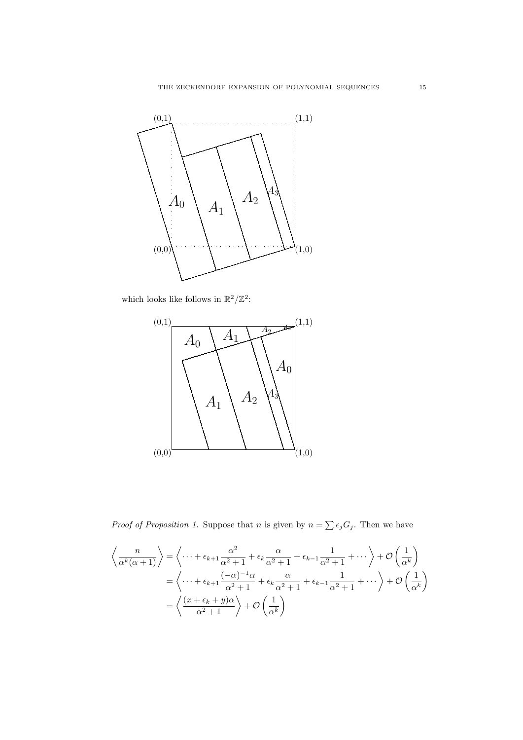which looks like follows in $\mathbb{R}^2/\mathbb{Z}^2$:

*Proof of Proposition 1.* Suppose that $n$ is given by $n = \sum \epsilon_j G_j$. Then we have

$$
\begin{aligned}
\left\langle \frac{n}{\alpha^k(\alpha+1)} \right\rangle &= \left\langle \cdots + \epsilon_{k+1}\frac{\alpha^2}{\alpha^2+1} + \epsilon_k \frac{\alpha}{\alpha^2+1} + \epsilon_{k-1}\frac{1}{\alpha^2+1} + \cdots \right\rangle + \mathcal{O}\left(\frac{1}{\alpha^k}\right) \\
&= \left\langle \cdots + \epsilon_{k+1}\frac{(-\alpha)^{-1}\alpha}{\alpha^2+1} + \epsilon_k \frac{\alpha}{\alpha^2+1} + \epsilon_{k-1}\frac{1}{\alpha^2+1} + \cdots \right\rangle + \mathcal{O}\left(\frac{1}{\alpha^k}\right) \\
&= \left\langle \frac{(x+\epsilon_k+y)\alpha}{\alpha^2+1} \right\rangle + \mathcal{O}\left(\frac{1}{\alpha^k}\right)
\end{aligned}
$$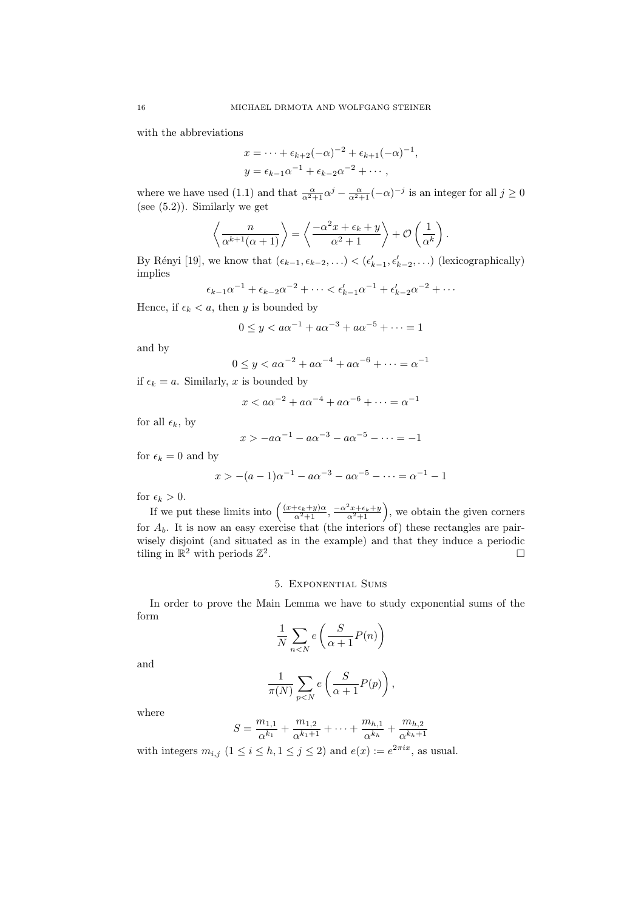with the abbreviations

$$x = \cdots + \epsilon_{k+2}(-\alpha)^{-2} + \epsilon_{k+1}(-\alpha)^{-1},$$
$$y = \epsilon_{k-1}\alpha^{-1} + \epsilon_{k-2}\alpha^{-2} + \cdots,$$

where we have used (1.1) and that $\frac{\alpha}{\alpha^2+1}\alpha^j - \frac{\alpha}{\alpha^2+1}(-\alpha)^{-j}$ is an integer for all $j \geq 0$ (see (5.2)). Similarly we get

$$\left\langle \frac{n}{\alpha^{k+1}(\alpha+1)} \right\rangle = \left\langle \frac{-\alpha^2 x + \epsilon_k + y}{\alpha^2+1} \right\rangle + \mathcal{O}\left(\frac{1}{\alpha^k}\right).$$

By Rényi [19], we know that $(\epsilon_{k-1}, \epsilon_{k-2}, \ldots) < (\epsilon'_{k-1}, \epsilon'_{k-2}, \ldots)$ (lexicographically) implies

$$\epsilon_{k-1}\alpha^{-1} + \epsilon_{k-2}\alpha^{-2} + \cdots < \epsilon'_{k-1}\alpha^{-1} + \epsilon'_{k-2}\alpha^{-2} + \cdots$$

Hence, if $\epsilon_k < a$, then $y$ is bounded by

$$0 \leq y < a\alpha^{-1} + a\alpha^{-3} + a\alpha^{-5} + \cdots = 1$$

and by

$$0 \leq y < a\alpha^{-2} + a\alpha^{-4} + a\alpha^{-6} + \cdots = \alpha^{-1}$$

if $\epsilon_k = a$. Similarly, $x$ is bounded by

$$x < a\alpha^{-2} + a\alpha^{-4} + a\alpha^{-6} + \cdots = \alpha^{-1}$$

for all $\epsilon_k$, by

$$x > -a\alpha^{-1} - a\alpha^{-3} - a\alpha^{-5} - \cdots = -1$$

for $\epsilon_k = 0$ and by

$$x > -(a-1)\alpha^{-1} - a\alpha^{-3} - a\alpha^{-5} - \cdots = \alpha^{-1} - 1$$

for $\epsilon_k > 0$.

If we put these limits into $\left(\frac{(x+\epsilon_k+y)\alpha}{\alpha^2+1}, \frac{-\alpha^2 x+\epsilon_k+y}{\alpha^2+1}\right)$, we obtain the given corners for $A_b$. It is now an easy exercise that (the interiors of) these rectangles are pairwisely disjoint (and situated as in the example) and that they induce a periodic tiling in $\mathbb{R}^2$ with periods $\mathbb{Z}^2$. □

## 5. Exponential Sums

In order to prove the Main Lemma we have to study exponential sums of the form

$$\frac{1}{N}\sum_{n<N} e\left(\frac{S}{\alpha+1}P(n)\right)$$

and

$$\frac{1}{\pi(N)}\sum_{p<N} e\left(\frac{S}{\alpha+1}P(p)\right),$$

where

$$S = \frac{m_{1,1}}{\alpha^{k_1}} + \frac{m_{1,2}}{\alpha^{k_1+1}} + \cdots + \frac{m_{h,1}}{\alpha^{k_h}} + \frac{m_{h,2}}{\alpha^{k_h+1}}$$

with integers $m_{i,j}$ $(1 \leq i \leq h, 1 \leq j \leq 2)$ and $e(x) := e^{2\pi i x}$, as usual.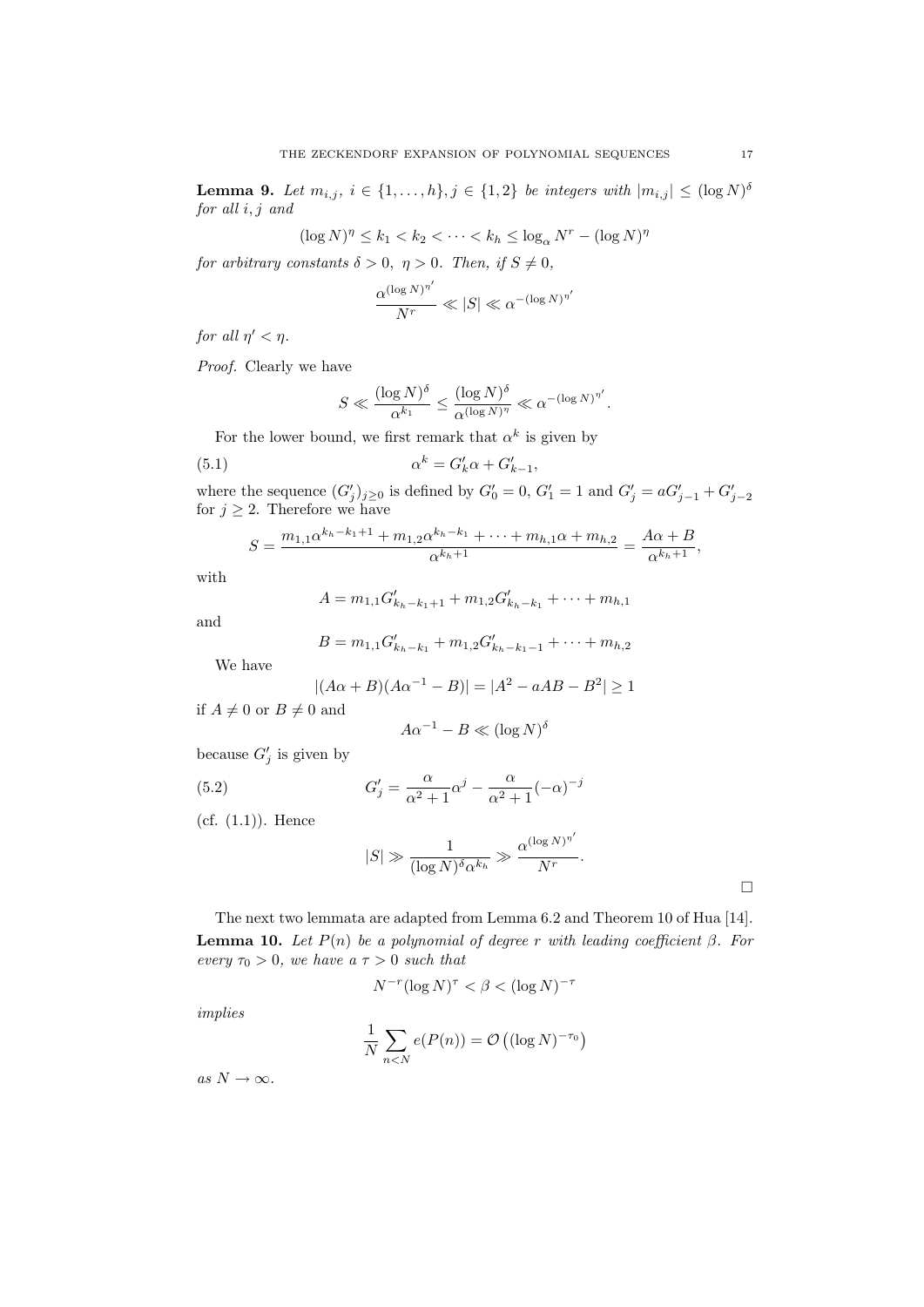**Lemma 9.** *Let $m_{i,j},\ i \in \{1, \dots, h\}, j \in \{1, 2\}$ be integers with $|m_{i,j}| \le (\log N)^\delta$ for all $i, j$ and*

$$(\log N)^\eta \le k_1 < k_2 < \cdots < k_h \le \log_\alpha N^r - (\log N)^\eta$$

*for arbitrary constants $\delta > 0,\ \eta > 0$. Then, if $S \neq 0$,*

$$\frac{\alpha^{(\log N)^{\eta'}}}{N^r} \ll |S| \ll \alpha^{-(\log N)^{\eta'}}$$

*for all $\eta' < \eta$.*

*Proof.* Clearly we have

$$S \ll \frac{(\log N)^\delta}{\alpha^{k_1}} \le \frac{(\log N)^\delta}{\alpha^{(\log N)^\eta}} \ll \alpha^{-(\log N)^{\eta'}}.$$

For the lower bound, we first remark that $\alpha^k$ is given by

$$\alpha^k = G'_k \alpha + G'_{k-1}, \tag{5.1}$$

where the sequence $(G'_j)_{j\ge 0}$ is defined by $G'_0 = 0$, $G'_1 = 1$ and $G'_j = aG'_{j-1} + G'_{j-2}$ for $j \ge 2$. Therefore we have

$$S = \frac{m_{1,1}\alpha^{k_h - k_1 + 1} + m_{1,2}\alpha^{k_h - k_1} + \cdots + m_{h,1}\alpha + m_{h,2}}{\alpha^{k_h+1}} = \frac{A\alpha + B}{\alpha^{k_h+1}},$$

with

$$A = m_{1,1}G'_{k_h - k_1 + 1} + m_{1,2}G'_{k_h - k_1} + \cdots + m_{h,1}$$

and

$$B = m_{1,1}G'_{k_h - k_1} + m_{1,2}G'_{k_h - k_1 - 1} + \cdots + m_{h,2}$$

We have

$$|(A\alpha + B)(A\alpha^{-1} - B)| = |A^2 - aAB - B^2| \ge 1$$

if $A \neq 0$ or $B \neq 0$ and

$$A\alpha^{-1} - B \ll (\log N)^\delta$$

because $G'_j$ is given by

$$G'_j = \frac{\alpha}{\alpha^2 + 1}\alpha^j - \frac{\alpha}{\alpha^2+1}(-\alpha)^{-j} \tag{5.2}$$

(cf. (1.1)). Hence

$$|S| \gg \frac{1}{(\log N)^\delta \alpha^{k_h}} \gg \frac{\alpha^{(\log N)^{\eta'}}}{N^r}.$$

□

The next two lemmata are adapted from Lemma 6.2 and Theorem 10 of Hua [14].

**Lemma 10.** *Let $P(n)$ be a polynomial of degree $r$ with leading coefficient $\beta$. For every $\tau_0 > 0$, we have a $\tau > 0$ such that*

$$N^{-r}(\log N)^\tau < \beta < (\log N)^{-\tau}$$

*implies*

$$\frac{1}{N}\sum_{n<N} e(P(n)) = \mathcal{O}\left((\log N)^{-\tau_0}\right)$$

*as $N \to \infty$.*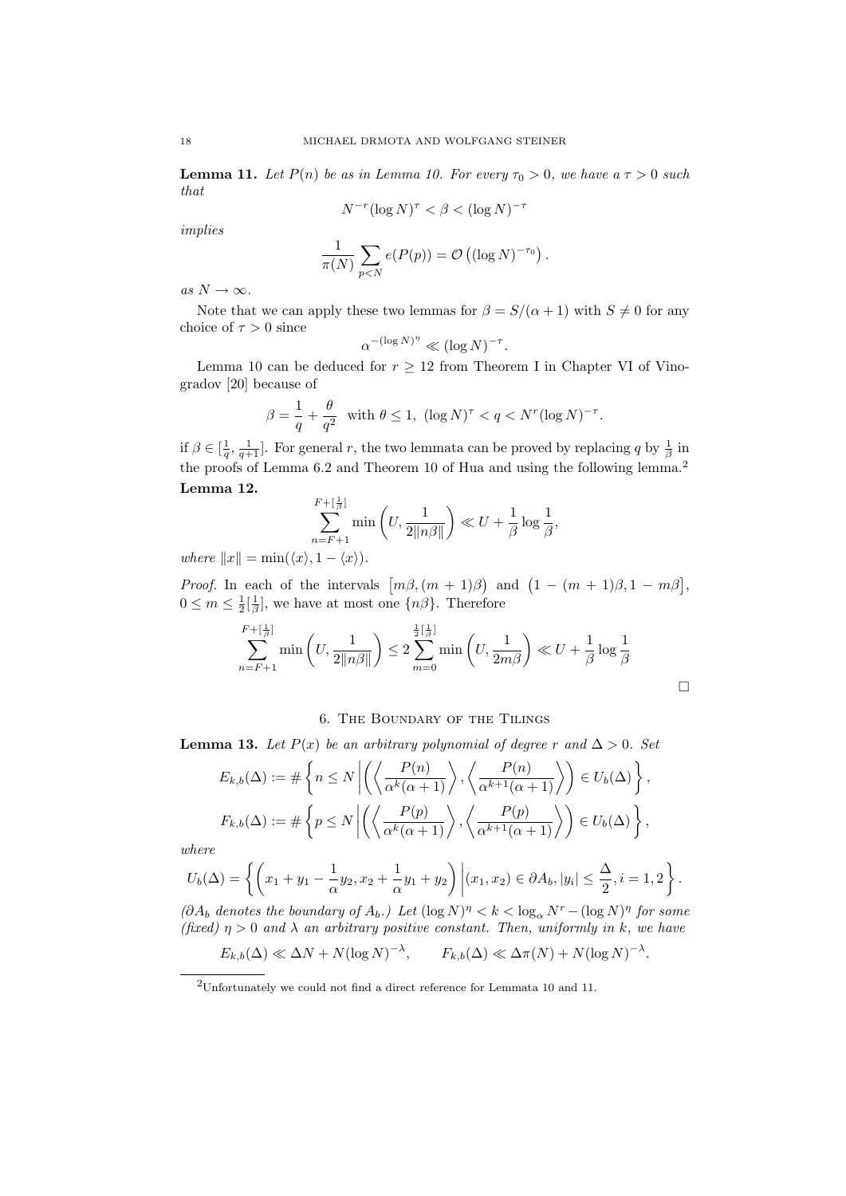**Lemma 11.** *Let $P(n)$ be as in Lemma 10. For every $\tau_0 > 0$, we have a $\tau > 0$ such that*

$$N^{-r}(\log N)^{\tau} < \beta < (\log N)^{-\tau}$$

*implies*

$$\frac{1}{\pi(N)} \sum_{p<N} e(P(p)) = \mathcal{O}\left((\log N)^{-\tau_0}\right).$$

*as $N \to \infty$.*

Note that we can apply these two lemmas for $\beta = S/(\alpha+1)$ with $S \neq 0$ for any choice of $\tau > 0$ since

$$\alpha^{-(\log N)^{\eta}} \ll (\log N)^{-\tau}.$$

Lemma 10 can be deduced for $r \geq 12$ from Theorem I in Chapter VI of Vinogradov [20] because of

$$\beta = \frac{1}{q} + \frac{\theta}{q^2} \quad \text{with } \theta \leq 1,\ (\log N)^{\tau} < q < N^r (\log N)^{-\tau}.$$

if $\beta \in [\frac{1}{q}, \frac{1}{q+1}]$. For general $r$, the two lemmata can be proved by replacing $q$ by $\frac{1}{\beta}$ in the proofs of Lemma 6.2 and Theorem 10 of Hua and using the following lemma.[2]

**Lemma 12.**

$$\sum_{n=F+1}^{F+[\frac{1}{\beta}]} \min\left(U, \frac{1}{2\|n\beta\|}\right) \ll U + \frac{1}{\beta}\log\frac{1}{\beta},$$

*where $\|x\| = \min(\langle x\rangle, 1-\langle x\rangle)$.*

*Proof.* In each of the intervals $\big[m\beta, (m+1)\beta\big)$ and $\big(1-(m+1)\beta, 1-m\beta\big]$, $0 \leq m \leq \frac{1}{2}[\frac{1}{\beta}]$, we have at most one $\{n\beta\}$. Therefore

$$\sum_{n=F+1}^{F+[\frac{1}{\beta}]} \min\left(U, \frac{1}{2\|n\beta\|}\right) \leq 2\sum_{m=0}^{\frac{1}{2}[\frac{1}{\beta}]} \min\left(U, \frac{1}{2m\beta}\right) \ll U + \frac{1}{\beta}\log\frac{1}{\beta}$$

□

## 6. The Boundary of the Tilings

**Lemma 13.** *Let $P(x)$ be an arbitrary polynomial of degree $r$ and $\Delta > 0$. Set*

$$E_{k,b}(\Delta) := \#\left\{ n \leq N \,\middle|\, \left(\left\langle \frac{P(n)}{\alpha^k(\alpha+1)}\right\rangle, \left\langle \frac{P(n)}{\alpha^{k+1}(\alpha+1)}\right\rangle\right) \in U_b(\Delta)\right\},$$

$$F_{k,b}(\Delta) := \#\left\{ p \leq N \,\middle|\, \left(\left\langle \frac{P(p)}{\alpha^k(\alpha+1)}\right\rangle, \left\langle \frac{P(p)}{\alpha^{k+1}(\alpha+1)}\right\rangle\right) \in U_b(\Delta)\right\},$$

*where*

$$U_b(\Delta) = \left\{ \left(x_1 + y_1 - \frac{1}{\alpha}y_2, x_2 + \frac{1}{\alpha}y_1 + y_2\right) \,\middle|\, (x_1, x_2) \in \partial A_b, |y_i| \leq \frac{\Delta}{2}, i = 1, 2\right\}.$$

*($\partial A_b$ denotes the boundary of $A_b$.) Let $(\log N)^{\eta} < k < \log_\alpha N^r - (\log N)^{\eta}$ for some (fixed) $\eta > 0$ and $\lambda$ an arbitrary positive constant. Then, uniformly in $k$, we have*

$$E_{k,b}(\Delta) \ll \Delta N + N(\log N)^{-\lambda}, \qquad F_{k,b}(\Delta) \ll \Delta\pi(N) + N(\log N)^{-\lambda}.$$

---

[2] Unfortunately we could not find a direct reference for Lemmata 10 and 11.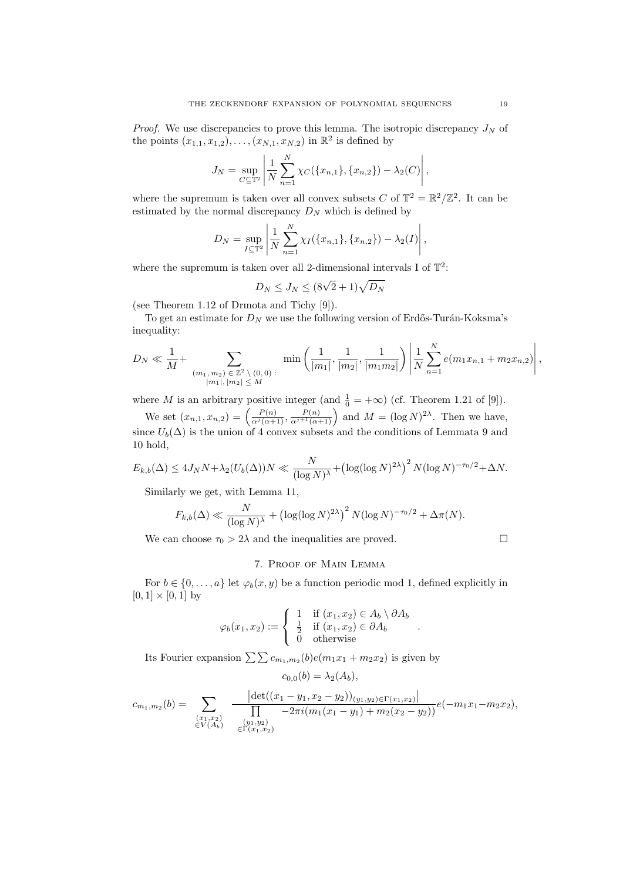*Proof.* We use discrepancies to prove this lemma. The isotropic discrepancy $J_N$ of the points $(x_{1,1}, x_{1,2}), \ldots, (x_{N,1}, x_{N,2})$ in $\mathbb{R}^2$ is defined by

$$J_N = \sup_{C \subseteq \mathbb{T}^2} \left| \frac{1}{N} \sum_{n=1}^{N} \chi_C(\{x_{n,1}\}, \{x_{n,2}\}) - \lambda_2(C) \right|,$$

where the supremum is taken over all convex subsets $C$ of $\mathbb{T}^2 = \mathbb{R}^2/\mathbb{Z}^2$. It can be estimated by the normal discrepancy $D_N$ which is defined by

$$D_N = \sup_{I \subseteq \mathbb{T}^2} \left| \frac{1}{N} \sum_{n=1}^{N} \chi_I(\{x_{n,1}\}, \{x_{n,2}\}) - \lambda_2(I) \right|,$$

where the supremum is taken over all 2-dimensional intervals I of $\mathbb{T}^2$:

$$D_N \leq J_N \leq (8\sqrt{2} + 1)\sqrt{D_N}$$

(see Theorem 1.12 of Drmota and Tichy [9]).

To get an estimate for $D_N$ we use the following version of Erdős-Turán-Koksma's inequality:

$$D_N \ll \frac{1}{M} + \sum_{\substack{(m_1, m_2) \in \mathbb{Z}^2 \setminus (0,0): \\ |m_1|, |m_2| \leq M}} \min\left(\frac{1}{|m_1|}, \frac{1}{|m_2|}, \frac{1}{|m_1 m_2|}\right) \left| \frac{1}{N} \sum_{n=1}^{N} e(m_1 x_{n,1} + m_2 x_{n,2}) \right|,$$

where $M$ is an arbitrary positive integer (and $\frac{1}{0} = +\infty$) (cf. Theorem 1.21 of [9]).

We set $(x_{n,1}, x_{n,2}) = \left(\frac{P(n)}{\alpha^j(\alpha+1)}, \frac{P(n)}{\alpha^{j+1}(\alpha+1)}\right)$ and $M = (\log N)^{2\lambda}$. Then we have, since $U_b(\Delta)$ is the union of 4 convex subsets and the conditions of Lemmata 9 and 10 hold,

$$E_{k,b}(\Delta) \leq 4 J_N N + \lambda_2(U_b(\Delta)) N \ll \frac{N}{(\log N)^\lambda} + \left(\log(\log N)^{2\lambda}\right)^2 N (\log N)^{-\tau_0/2} + \Delta N.$$

Similarly we get, with Lemma 11,

$$F_{k,b}(\Delta) \ll \frac{N}{(\log N)^\lambda} + \left(\log(\log N)^{2\lambda}\right)^2 N (\log N)^{-\tau_0/2} + \Delta \pi(N).$$

We can choose $\tau_0 > 2\lambda$ and the inequalities are proved. $\square$

## 7. Proof of Main Lemma

For $b \in \{0, \ldots, a\}$ let $\varphi_b(x, y)$ be a function periodic mod 1, defined explicitly in $[0,1] \times [0,1]$ by

$$\varphi_b(x_1, x_2) := \begin{cases} 1 & \text{if } (x_1, x_2) \in A_b \setminus \partial A_b \\ \frac{1}{2} & \text{if } (x_1, x_2) \in \partial A_b \\ 0 & \text{otherwise} \end{cases}.$$

Its Fourier expansion $\sum\sum c_{m_1,m_2}(b) e(m_1 x_1 + m_2 x_2)$ is given by

$$c_{0,0}(b) = \lambda_2(A_b),$$

$$c_{m_1,m_2}(b) = \sum_{\substack{(x_1,x_2) \\ \in V(A_b)}} \frac{\left|\det((x_1 - y_1, x_2 - y_2))_{(y_1,y_2) \in \Gamma(x_1,x_2)}\right|}{\prod\limits_{\substack{(y_1,y_2) \\ \in \Gamma(x_1,x_2)}} -2\pi i(m_1(x_1 - y_1) + m_2(x_2 - y_2))} e(-m_1 x_1 - m_2 x_2),$$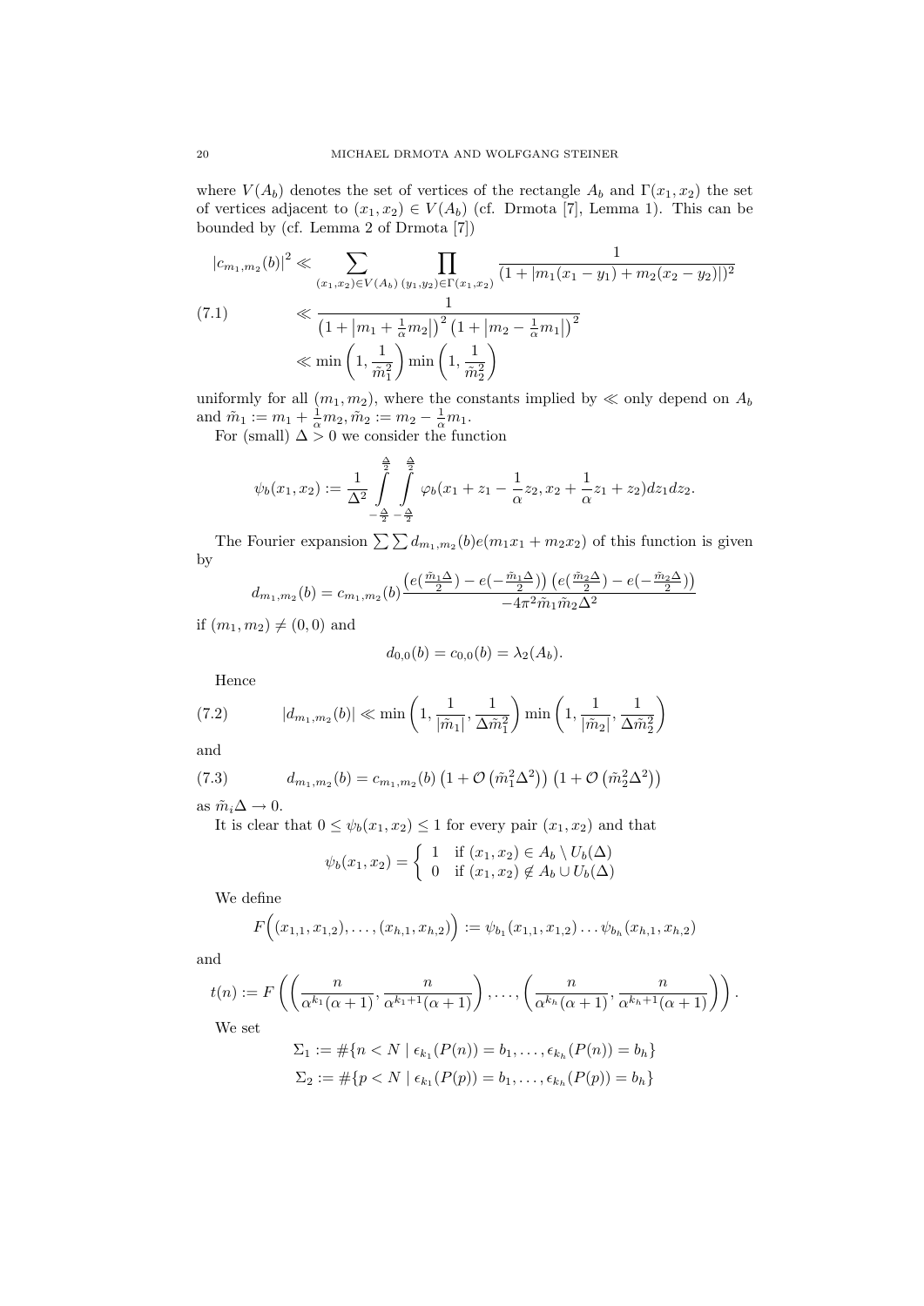where $V(A_b)$ denotes the set of vertices of the rectangle $A_b$ and $\Gamma(x_1,x_2)$ the set of vertices adjacent to $(x_1,x_2) \in V(A_b)$ (cf. Drmota [7], Lemma 1). This can be bounded by (cf. Lemma 2 of Drmota [7])

$$
\begin{aligned}
|c_{m_1,m_2}(b)|^2 &\ll \sum_{(x_1,x_2)\in V(A_b)} \prod_{(y_1,y_2)\in\Gamma(x_1,x_2)} \frac{1}{(1+|m_1(x_1-y_1)+m_2(x_2-y_2)|)^2} \\
&\ll \frac{1}{\left(1+\left|m_1+\frac{1}{\alpha}m_2\right|\right)^2\left(1+\left|m_2-\frac{1}{\alpha}m_1\right|\right)^2} \qquad (7.1)\\
&\ll \min\left(1,\frac{1}{\tilde m_1^2}\right)\min\left(1,\frac{1}{\tilde m_2^2}\right)
\end{aligned}
$$

uniformly for all $(m_1,m_2)$, where the constants implied by $\ll$ only depend on $A_b$ and $\tilde m_1 := m_1+\frac{1}{\alpha}m_2, \tilde m_2 := m_2-\frac{1}{\alpha}m_1$.

For (small) $\Delta > 0$ we consider the function

$$
\psi_b(x_1,x_2) := \frac{1}{\Delta^2}\int_{-\frac{\Delta}{2}}^{\frac{\Delta}{2}}\int_{-\frac{\Delta}{2}}^{\frac{\Delta}{2}} \varphi_b(x_1+z_1-\frac{1}{\alpha}z_2, x_2+\frac{1}{\alpha}z_1+z_2)dz_1dz_2.
$$

The Fourier expansion $\sum\sum d_{m_1,m_2}(b)e(m_1x_1+m_2x_2)$ of this function is given by

$$
d_{m_1,m_2}(b) = c_{m_1,m_2}(b)\frac{\left(e(\frac{\tilde m_1\Delta}{2})-e(-\frac{\tilde m_1\Delta}{2})\right)\left(e(\frac{\tilde m_2\Delta}{2})-e(-\frac{\tilde m_2\Delta}{2})\right)}{-4\pi^2\tilde m_1\tilde m_2\Delta^2}
$$

if $(m_1,m_2)\neq(0,0)$ and

$$
d_{0,0}(b) = c_{0,0}(b) = \lambda_2(A_b).
$$

Hence

$$
|d_{m_1,m_2}(b)| \ll \min\left(1,\frac{1}{|\tilde m_1|},\frac{1}{\Delta\tilde m_1^2}\right)\min\left(1,\frac{1}{|\tilde m_2|},\frac{1}{\Delta\tilde m_2^2}\right) \qquad (7.2)
$$

and

$$
d_{m_1,m_2}(b) = c_{m_1,m_2}(b)\left(1+\mathcal{O}\left(\tilde m_1^2\Delta^2\right)\right)\left(1+\mathcal{O}\left(\tilde m_2^2\Delta^2\right)\right) \qquad (7.3)
$$

as $\tilde m_i\Delta \to 0$.

It is clear that $0 \le \psi_b(x_1,x_2) \le 1$ for every pair $(x_1,x_2)$ and that

$$
\psi_b(x_1,x_2) = \begin{cases} 1 & \text{if } (x_1,x_2)\in A_b\setminus U_b(\Delta) \\ 0 & \text{if } (x_1,x_2)\notin A_b\cup U_b(\Delta) \end{cases}
$$

We define

$$
F\Big((x_{1,1},x_{1,2}),\ldots,(x_{h,1},x_{h,2})\Big) := \psi_{b_1}(x_{1,1},x_{1,2})\ldots\psi_{b_h}(x_{h,1},x_{h,2})
$$

and

$$
t(n) := F\left(\left(\frac{n}{\alpha^{k_1}(\alpha+1)},\frac{n}{\alpha^{k_1+1}(\alpha+1)}\right),\ldots,\left(\frac{n}{\alpha^{k_h}(\alpha+1)},\frac{n}{\alpha^{k_h+1}(\alpha+1)}\right)\right).
$$

We set

$$
\Sigma_1 := \#\{n<N \mid \epsilon_{k_1}(P(n))=b_1,\ldots,\epsilon_{k_h}(P(n))=b_h\}
$$

$$
\Sigma_2 := \#\{p<N \mid \epsilon_{k_1}(P(p))=b_1,\ldots,\epsilon_{k_h}(P(p))=b_h\}
$$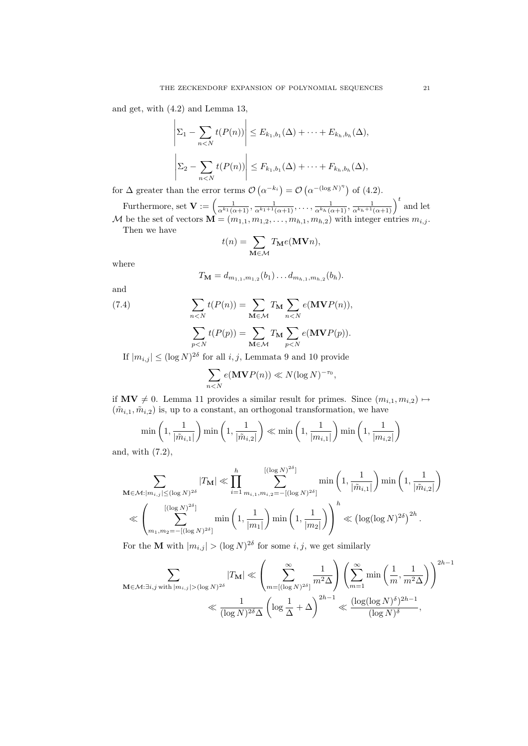and get, with (4.2) and Lemma 13,

$$\left| \Sigma_1 - \sum_{n<N} t(P(n)) \right| \le E_{k_1,b_1}(\Delta) + \cdots + E_{k_h,b_h}(\Delta),$$

$$\left| \Sigma_2 - \sum_{n<N} t(P(n)) \right| \le F_{k_1,b_1}(\Delta) + \cdots + F_{k_h,b_h}(\Delta),$$

for $\Delta$ greater than the error terms $\mathcal{O}\left(\alpha^{-k_i}\right) = \mathcal{O}\left(\alpha^{-(\log N)^{\eta}}\right)$ of (4.2).

Furthermore, set $\mathbf{V} := \left(\frac{1}{\alpha^{k_1}(\alpha+1)}, \frac{1}{\alpha^{k_1+1}(\alpha+1)}, \ldots, \frac{1}{\alpha^{k_h}(\alpha+1)}, \frac{1}{\alpha^{k_h+1}(\alpha+1)}\right)^t$ and let $\mathcal{M}$ be the set of vectors $\mathbf{M} = (m_{1,1}, m_{1,2}, \ldots, m_{h,1}, m_{h,2})$ with integer entries $m_{i,j}$.

Then we have

$$t(n) = \sum_{\mathbf{M} \in \mathcal{M}} T_{\mathbf{M}} e(\mathbf{MV}n),$$

where

$$T_{\mathbf{M}} = d_{m_{1,1},m_{1,2}}(b_1) \ldots d_{m_{h,1},m_{h,2}}(b_h).$$

and

$$\sum_{n<N} t(P(n)) = \sum_{\mathbf{M} \in \mathcal{M}} T_{\mathbf{M}} \sum_{n<N} e(\mathbf{MV}P(n)), \tag{7.4}$$

$$\sum_{p<N} t(P(p)) = \sum_{\mathbf{M} \in \mathcal{M}} T_{\mathbf{M}} \sum_{p<N} e(\mathbf{MV}P(p)).$$

If $|m_{i,j}| \le (\log N)^{2\delta}$ for all $i,j$, Lemmata 9 and 10 provide

$$\sum_{n<N} e(\mathbf{MV}P(n)) \ll N(\log N)^{-\tau_0},$$

if $\mathbf{MV} \ne 0$. Lemma 11 provides a similar result for primes. Since $(m_{i,1}, m_{i,2}) \mapsto (\tilde{m}_{i,1}, \tilde{m}_{i,2})$ is, up to a constant, an orthogonal transformation, we have

$$\min\left(1, \frac{1}{|\tilde{m}_{i,1}|}\right) \min\left(1, \frac{1}{|\tilde{m}_{i,2}|}\right) \ll \min\left(1, \frac{1}{|m_{i,1}|}\right) \min\left(1, \frac{1}{|m_{i,2}|}\right)$$

and, with (7.2),

$$\sum_{\mathbf{M} \in \mathcal{M} : |m_{i,j}| \le (\log N)^{2\delta}} |T_{\mathbf{M}}| \ll \prod_{i=1}^{h} \sum_{m_{i,1}, m_{i,2} = -[(\log N)^{2\delta}]}^{[(\log N)^{2\delta}]} \min\left(1, \frac{1}{|\tilde{m}_{i,1}|}\right) \min\left(1, \frac{1}{|\tilde{m}_{i,2}|}\right)$$

$$\ll \left( \sum_{m_1, m_2 = -[(\log N)^{2\delta}]}^{[(\log N)^{2\delta}]} \min\left(1, \frac{1}{|m_1|}\right) \min\left(1, \frac{1}{|m_2|}\right) \right)^h \ll \left(\log(\log N)^{2\delta}\right)^{2h}.$$

For the $\mathbf{M}$ with $|m_{i,j}| > (\log N)^{2\delta}$ for some $i,j$, we get similarly

$$\sum_{\mathbf{M} \in \mathcal{M} : \exists i,j \text{ with } |m_{i,j}| > (\log N)^{2\delta}} |T_{\mathbf{M}}| \ll \left( \sum_{m=[(\log N)^{2\delta}]}^{\infty} \frac{1}{m^2 \Delta} \right) \left( \sum_{m=1}^{\infty} \min\left(\frac{1}{m}, \frac{1}{m^2 \Delta}\right) \right)^{2h-1}$$

$$\ll \frac{1}{(\log N)^{2\delta} \Delta} \left( \log \frac{1}{\Delta} + \Delta \right)^{2h-1} \ll \frac{(\log(\log N)^{\delta})^{2h-1}}{(\log N)^{\delta}},$$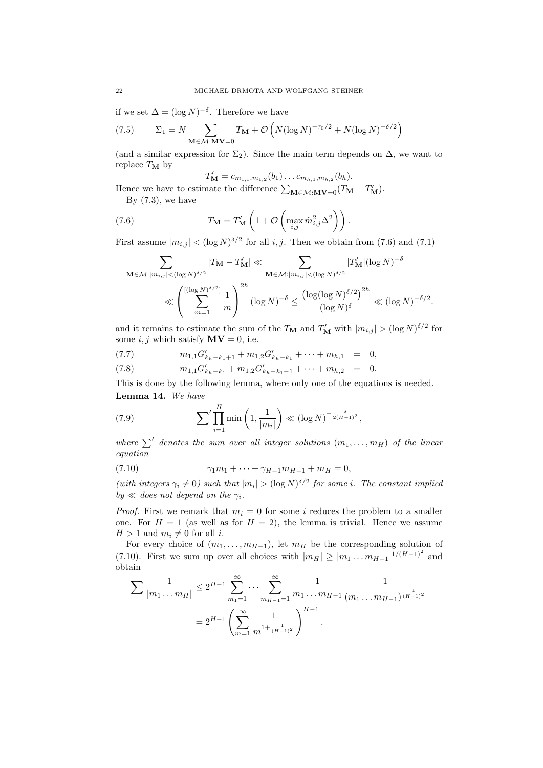if we set $\Delta = (\log N)^{-\delta}$. Therefore we have

$$\Sigma_1 = N \sum_{\mathbf{M}\in\mathcal{M}:\mathbf{MV}=0} T_{\mathbf{M}} + \mathcal{O}\left(N(\log N)^{-\tau_0/2} + N(\log N)^{-\delta/2}\right) \tag{7.5}$$

(and a similar expression for $\Sigma_2$). Since the main term depends on $\Delta$, we want to replace $T_{\mathbf{M}}$ by

$$T'_{\mathbf{M}} = c_{m_{1,1},m_{1,2}}(b_1)\dots c_{m_{h,1},m_{h,2}}(b_h).$$

Hence we have to estimate the difference $\sum_{\mathbf{M}\in\mathcal{M}:\mathbf{MV}=0}(T_{\mathbf{M}} - T'_{\mathbf{M}})$.

By (7.3), we have

$$T_{\mathbf{M}} = T'_{\mathbf{M}}\left(1 + \mathcal{O}\left(\max_{i,j} \tilde{m}_{i,j}^2 \Delta^2\right)\right). \tag{7.6}$$

First assume $|m_{i,j}| < (\log N)^{\delta/2}$ for all $i,j$. Then we obtain from (7.6) and (7.1)

$$\sum_{\mathbf{M}\in\mathcal{M}:|m_{i,j}|<(\log N)^{\delta/2}} |T_{\mathbf{M}} - T'_{\mathbf{M}}| \ll \sum_{\mathbf{M}\in\mathcal{M}:|m_{i,j}|<(\log N)^{\delta/2}} |T'_{\mathbf{M}}|(\log N)^{-\delta}$$

$$\ll \left(\sum_{m=1}^{[(\log N)^{\delta/2}]} \frac{1}{m}\right)^{2h} (\log N)^{-\delta} \le \frac{\left(\log(\log N)^{\delta/2}\right)^{2h}}{(\log N)^{\delta}} \ll (\log N)^{-\delta/2}.$$

and it remains to estimate the sum of the $T_{\mathbf{M}}$ and $T'_{\mathbf{M}}$ with $|m_{i,j}| > (\log N)^{\delta/2}$ for some $i,j$ which satisfy $\mathbf{MV} = 0$, i.e.

$$m_{1,1}G'_{k_h-k_1+1} + m_{1,2}G'_{k_h-k_1} + \dots + m_{h,1} \;=\; 0, \tag{7.7}$$

$$m_{1,1}G'_{k_h-k_1} + m_{1,2}G'_{k_h-k_1-1} + \dots + m_{h,2} \;=\; 0. \tag{7.8}$$

This is done by the following lemma, where only one of the equations is needed.

**Lemma 14.** *We have*

$$\sum{}' \prod_{i=1}^{H} \min\left(1, \frac{1}{|m_i|}\right) \ll (\log N)^{-\frac{\delta}{2(H-1)^2}}, \tag{7.9}$$

*where* $\sum'$ *denotes the sum over all integer solutions* $(m_1,\dots,m_H)$ *of the linear equation*

$$\gamma_1 m_1 + \dots + \gamma_{H-1}m_{H-1} + m_H = 0, \tag{7.10}$$

*(with integers* $\gamma_i \ne 0$*) such that* $|m_i| > (\log N)^{\delta/2}$ *for some* $i$*. The constant implied by* $\ll$ *does not depend on the* $\gamma_i$*.*

*Proof.* First we remark that $m_i = 0$ for some $i$ reduces the problem to a smaller one. For $H = 1$ (as well as for $H = 2$), the lemma is trivial. Hence we assume $H > 1$ and $m_i \ne 0$ for all $i$.

For every choice of $(m_1,\dots,m_{H-1})$, let $m_H$ be the corresponding solution of (7.10). First we sum up over all choices with $|m_H| \ge |m_1\dots m_{H-1}|^{1/(H-1)^2}$ and obtain

$$\sum \frac{1}{|m_1\dots m_H|} \le 2^{H-1}\sum_{m_1=1}^{\infty}\cdots\sum_{m_{H-1}=1}^{\infty} \frac{1}{m_1\dots m_{H-1}} \frac{1}{(m_1\dots m_{H-1})^{\frac{1}{(H-1)^2}}}$$

$$= 2^{H-1}\left(\sum_{m=1}^{\infty}\frac{1}{m^{1+\frac{1}{(H-1)^2}}}\right)^{H-1}.$$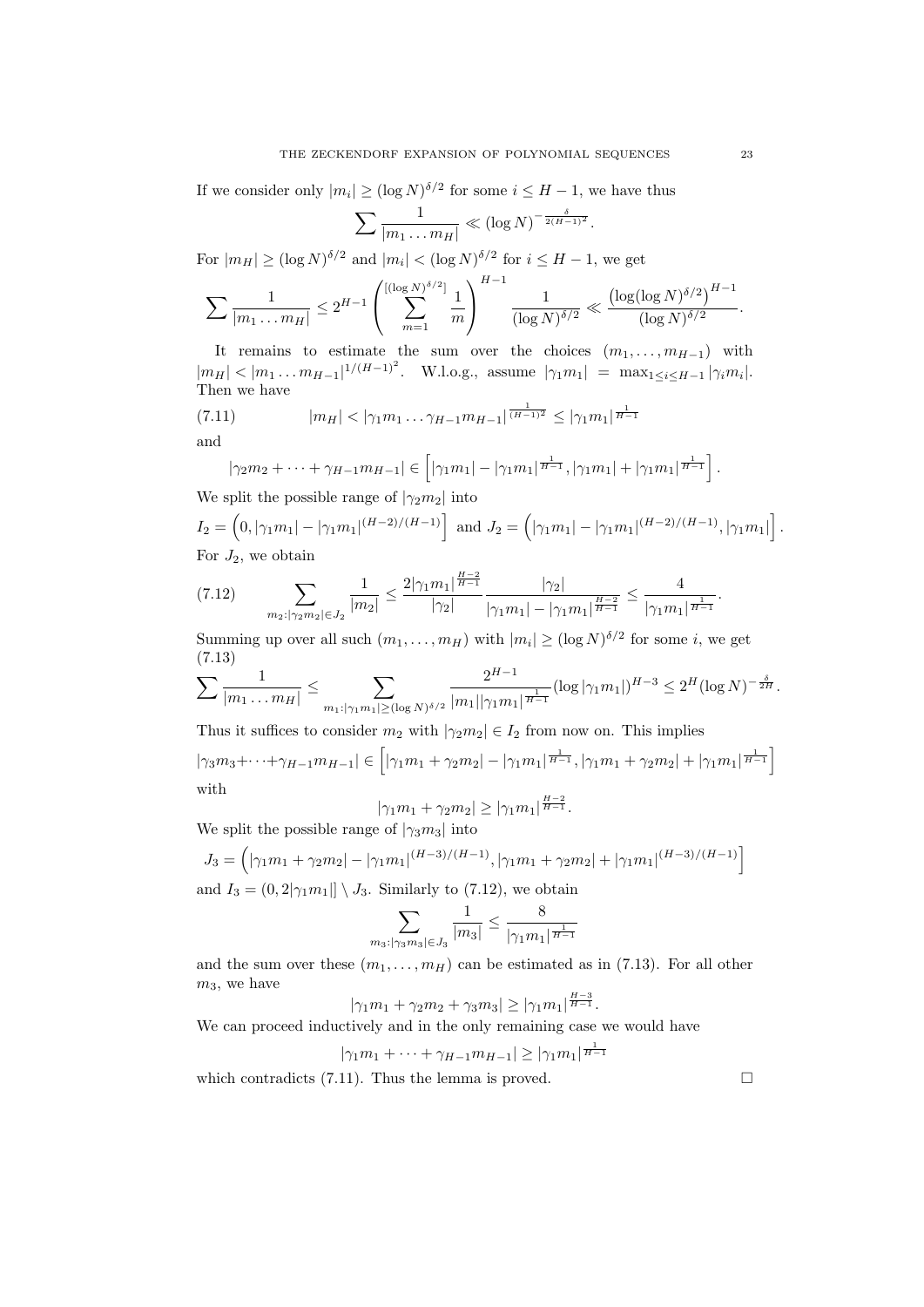If we consider only $|m_i| \ge (\log N)^{\delta/2}$ for some $i \le H-1$, we have thus

$$\sum \frac{1}{|m_1 \dots m_H|} \ll (\log N)^{-\frac{\delta}{2(H-1)^2}}.$$

For $|m_H| \ge (\log N)^{\delta/2}$ and $|m_i| < (\log N)^{\delta/2}$ for $i \le H-1$, we get

$$\sum \frac{1}{|m_1 \dots m_H|} \le 2^{H-1} \left( \sum_{m=1}^{[(\log N)^{\delta/2}]} \frac{1}{m} \right)^{H-1} \frac{1}{(\log N)^{\delta/2}} \ll \frac{\left(\log(\log N)^{\delta/2}\right)^{H-1}}{(\log N)^{\delta/2}}.$$

It remains to estimate the sum over the choices $(m_1, \dots, m_{H-1})$ with $|m_H| < |m_1 \dots m_{H-1}|^{1/(H-1)^2}$. W.l.o.g., assume $|\gamma_1 m_1| = \max_{1 \le i \le H-1} |\gamma_i m_i|$. Then we have

$$|m_H| < |\gamma_1 m_1 \dots \gamma_{H-1} m_{H-1}|^{\frac{1}{(H-1)^2}} \le |\gamma_1 m_1|^{\frac{1}{H-1}} \tag{7.11}$$

and

$$|\gamma_2 m_2 + \dots + \gamma_{H-1} m_{H-1}| \in \left[ |\gamma_1 m_1| - |\gamma_1 m_1|^{\frac{1}{H-1}}, |\gamma_1 m_1| + |\gamma_1 m_1|^{\frac{1}{H-1}} \right].$$

We split the possible range of $|\gamma_2 m_2|$ into

$$I_2 = \left(0, |\gamma_1 m_1| - |\gamma_1 m_1|^{(H-2)/(H-1)}\right] \text{ and } J_2 = \left(|\gamma_1 m_1| - |\gamma_1 m_1|^{(H-2)/(H-1)}, |\gamma_1 m_1|\right].$$

For $J_2$, we obtain

$$\sum_{m_2 : |\gamma_2 m_2| \in J_2} \frac{1}{|m_2|} \le \frac{2|\gamma_1 m_1|^{\frac{H-2}{H-1}}}{|\gamma_2|} \frac{|\gamma_2|}{|\gamma_1 m_1| - |\gamma_1 m_1|^{\frac{H-2}{H-1}}} \le \frac{4}{|\gamma_1 m_1|^{\frac{1}{H-1}}}. \tag{7.12}$$

Summing up over all such $(m_1, \dots, m_H)$ with $|m_i| \ge (\log N)^{\delta/2}$ for some $i$, we get

$$\sum \frac{1}{|m_1 \dots m_H|} \le \sum_{m_1 : |\gamma_1 m_1| \ge (\log N)^{\delta/2}} \frac{2^{H-1}}{|m_1| |\gamma_1 m_1|^{\frac{1}{H-1}}} (\log |\gamma_1 m_1|)^{H-3} \le 2^H (\log N)^{-\frac{\delta}{2H}}. \tag{7.13}$$

Thus it suffices to consider $m_2$ with $|\gamma_2 m_2| \in I_2$ from now on. This implies

$$|\gamma_3 m_3 + \dots + \gamma_{H-1} m_{H-1}| \in \left[ |\gamma_1 m_1 + \gamma_2 m_2| - |\gamma_1 m_1|^{\frac{1}{H-1}}, |\gamma_1 m_1 + \gamma_2 m_2| + |\gamma_1 m_1|^{\frac{1}{H-1}} \right]$$

with

$$|\gamma_1 m_1 + \gamma_2 m_2| \ge |\gamma_1 m_1|^{\frac{H-2}{H-1}}.$$

We split the possible range of $|\gamma_3 m_3|$ into

$$J_3 = \left( |\gamma_1 m_1 + \gamma_2 m_2| - |\gamma_1 m_1|^{(H-3)/(H-1)}, |\gamma_1 m_1 + \gamma_2 m_2| + |\gamma_1 m_1|^{(H-3)/(H-1)} \right]$$

and $I_3 = (0, 2|\gamma_1 m_1|] \setminus J_3$. Similarly to (7.12), we obtain

$$\sum_{m_3 : |\gamma_3 m_3| \in J_3} \frac{1}{|m_3|} \le \frac{8}{|\gamma_1 m_1|^{\frac{1}{H-1}}}$$

and the sum over these $(m_1, \dots, m_H)$ can be estimated as in (7.13). For all other $m_3$, we have

$$|\gamma_1 m_1 + \gamma_2 m_2 + \gamma_3 m_3| \ge |\gamma_1 m_1|^{\frac{H-3}{H-1}}.$$

We can proceed inductively and in the only remaining case we would have

$$|\gamma_1 m_1 + \dots + \gamma_{H-1} m_{H-1}| \ge |\gamma_1 m_1|^{\frac{1}{H-1}}$$

which contradicts (7.11). Thus the lemma is proved. □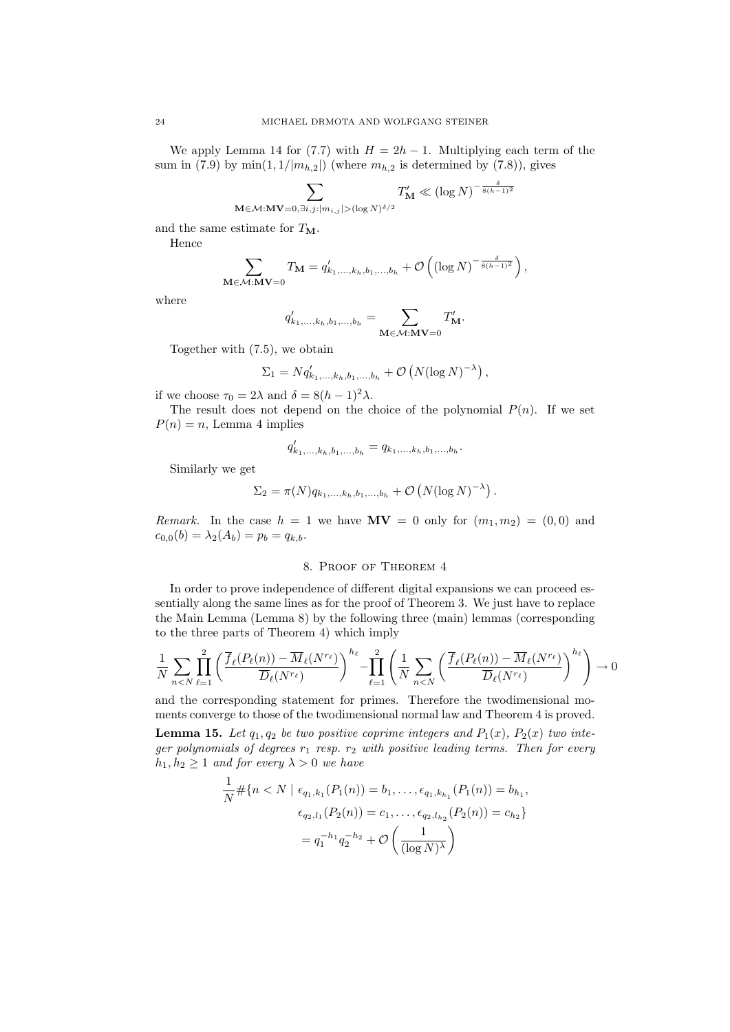We apply Lemma 14 for (7.7) with $H = 2h - 1$. Multiplying each term of the sum in (7.9) by $\min(1, 1/|m_{h,2}|)$ (where $m_{h,2}$ is determined by (7.8)), gives

$$\sum_{\mathbf{M} \in \mathcal{M}: \mathbf{MV}=0, \exists i,j: |m_{i,j}| > (\log N)^{\delta/2}} T'_{\mathbf{M}} \ll (\log N)^{-\frac{\delta}{8(h-1)^2}}$$

and the same estimate for $T_{\mathbf{M}}$.

Hence

$$\sum_{\mathbf{M} \in \mathcal{M}: \mathbf{MV}=0} T_{\mathbf{M}} = q'_{k_1,\ldots,k_h,b_1,\ldots,b_h} + \mathcal{O}\left((\log N)^{-\frac{\delta}{8(h-1)^2}}\right),$$

where

$$q'_{k_1,\ldots,k_h,b_1,\ldots,b_h} = \sum_{\mathbf{M} \in \mathcal{M}: \mathbf{MV}=0} T'_{\mathbf{M}}.$$

Together with (7.5), we obtain

$$\Sigma_1 = N q'_{k_1,\ldots,k_h,b_1,\ldots,b_h} + \mathcal{O}\left(N (\log N)^{-\lambda}\right),$$

if we choose $\tau_0 = 2\lambda$ and $\delta = 8(h-1)^2\lambda$.

The result does not depend on the choice of the polynomial $P(n)$. If we set $P(n) = n$, Lemma 4 implies

$$q'_{k_1,\ldots,k_h,b_1,\ldots,b_h} = q_{k_1,\ldots,k_h,b_1,\ldots,b_h}.$$

Similarly we get

$$\Sigma_2 = \pi(N) q_{k_1,\ldots,k_h,b_1,\ldots,b_h} + \mathcal{O}\left(N (\log N)^{-\lambda}\right).$$

*Remark.* In the case $h = 1$ we have $\mathbf{MV} = 0$ only for $(m_1, m_2) = (0, 0)$ and $c_{0,0}(b) = \lambda_2(A_b) = p_b = q_{k,b}$.

## 8. Proof of Theorem 4

In order to prove independence of different digital expansions we can proceed essentially along the same lines as for the proof of Theorem 3. We just have to replace the Main Lemma (Lemma 8) by the following three (main) lemmas (corresponding to the three parts of Theorem 4) which imply

$$\frac{1}{N} \sum_{n<N} \prod_{\ell=1}^{2} \left( \frac{\overline{f}_\ell(P_\ell(n)) - \overline{M}_\ell(N^{r_\ell})}{\overline{D}_\ell(N^{r_\ell})} \right)^{h_\ell} - \prod_{\ell=1}^{2} \left( \frac{1}{N} \sum_{n<N} \left( \frac{\overline{f}_\ell(P_\ell(n)) - \overline{M}_\ell(N^{r_\ell})}{\overline{D}_\ell(N^{r_\ell})} \right)^{h_\ell} \right) \to 0$$

and the corresponding statement for primes. Therefore the twodimensional moments converge to those of the twodimensional normal law and Theorem 4 is proved.

**Lemma 15.** *Let $q_1, q_2$ be two positive coprime integers and $P_1(x)$, $P_2(x)$ two integer polynomials of degrees $r_1$ resp. $r_2$ with positive leading terms. Then for every $h_1, h_2 \geq 1$ and for every $\lambda > 0$ we have*

$$\begin{aligned}
\frac{1}{N} \#\{n < N \mid\ & \epsilon_{q_1,k_1}(P_1(n)) = b_1, \ldots, \epsilon_{q_1,k_{h_1}}(P_1(n)) = b_{h_1}, \\
& \epsilon_{q_2,l_1}(P_2(n)) = c_1, \ldots, \epsilon_{q_2,l_{h_2}}(P_2(n)) = c_{h_2}\} \\
&= q_1^{-h_1} q_2^{-h_2} + \mathcal{O}\left(\frac{1}{(\log N)^\lambda}\right)
\end{aligned}$$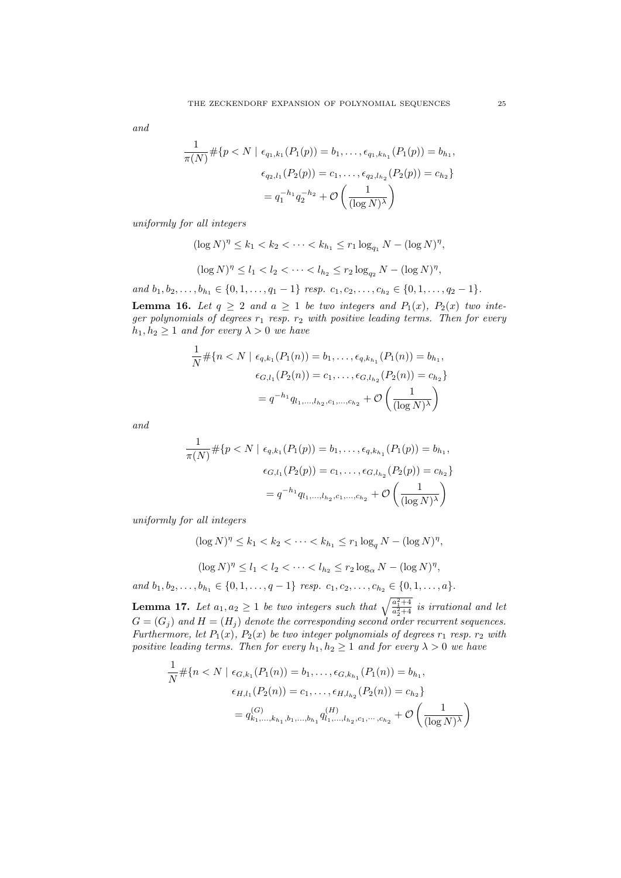*and*

$$\frac{1}{\pi(N)} \#\{p < N \mid \epsilon_{q_1,k_1}(P_1(p)) = b_1, \ldots, \epsilon_{q_1,k_{h_1}}(P_1(p)) = b_{h_1},$$
$$\epsilon_{q_2,l_1}(P_2(p)) = c_1, \ldots, \epsilon_{q_2,l_{h_2}}(P_2(p)) = c_{h_2}\}$$
$$= q_1^{-h_1} q_2^{-h_2} + \mathcal{O}\left(\frac{1}{(\log N)^\lambda}\right)$$

*uniformly for all integers*

$$(\log N)^\eta \le k_1 < k_2 < \cdots < k_{h_1} \le r_1 \log_{q_1} N - (\log N)^\eta,$$

$$(\log N)^\eta \le l_1 < l_2 < \cdots < l_{h_2} \le r_2 \log_{q_2} N - (\log N)^\eta,$$

*and* $b_1, b_2, \ldots, b_{h_1} \in \{0, 1, \ldots, q_1 - 1\}$ *resp.* $c_1, c_2, \ldots, c_{h_2} \in \{0, 1, \ldots, q_2 - 1\}$.

**Lemma 16.** *Let* $q \ge 2$ *and* $a \ge 1$ *be two integers and* $P_1(x)$, $P_2(x)$ *two integer polynomials of degrees* $r_1$ *resp.* $r_2$ *with positive leading terms. Then for every* $h_1, h_2 \ge 1$ *and for every* $\lambda > 0$ *we have*

$$\frac{1}{N} \#\{n < N \mid \epsilon_{q,k_1}(P_1(n)) = b_1, \ldots, \epsilon_{q,k_{h_1}}(P_1(n)) = b_{h_1},$$
$$\epsilon_{G,l_1}(P_2(n)) = c_1, \ldots, \epsilon_{G,l_{h_2}}(P_2(n)) = c_{h_2}\}$$
$$= q^{-h_1} q_{l_1,\ldots,l_{h_2},c_1,\ldots,c_{h_2}} + \mathcal{O}\left(\frac{1}{(\log N)^\lambda}\right)$$

*and*

$$\frac{1}{\pi(N)} \#\{p < N \mid \epsilon_{q,k_1}(P_1(p)) = b_1, \ldots, \epsilon_{q,k_{h_1}}(P_1(p)) = b_{h_1},$$
$$\epsilon_{G,l_1}(P_2(p)) = c_1, \ldots, \epsilon_{G,l_{h_2}}(P_2(p)) = c_{h_2}\}$$
$$= q^{-h_1} q_{l_1,\ldots,l_{h_2},c_1,\ldots,c_{h_2}} + \mathcal{O}\left(\frac{1}{(\log N)^\lambda}\right)$$

*uniformly for all integers*

$$(\log N)^\eta \le k_1 < k_2 < \cdots < k_{h_1} \le r_1 \log_q N - (\log N)^\eta,$$

$$(\log N)^\eta \le l_1 < l_2 < \cdots < l_{h_2} \le r_2 \log_\alpha N - (\log N)^\eta,$$

*and* $b_1, b_2, \ldots, b_{h_1} \in \{0, 1, \ldots, q - 1\}$ *resp.* $c_1, c_2, \ldots, c_{h_2} \in \{0, 1, \ldots, a\}$.

**Lemma 17.** *Let* $a_1, a_2 \ge 1$ *be two integers such that* $\sqrt{\frac{a_1^2+4}{a_2^2+4}}$ *is irrational and let* $G = (G_j)$ *and* $H = (H_j)$ *denote the corresponding second order recurrent sequences. Furthermore, let* $P_1(x)$, $P_2(x)$ *be two integer polynomials of degrees* $r_1$ *resp.* $r_2$ *with positive leading terms. Then for every* $h_1, h_2 \ge 1$ *and for every* $\lambda > 0$ *we have*

$$\frac{1}{N} \#\{n < N \mid \epsilon_{G,k_1}(P_1(n)) = b_1, \ldots, \epsilon_{G,k_{h_1}}(P_1(n)) = b_{h_1},$$
$$\epsilon_{H,l_1}(P_2(n)) = c_1, \ldots, \epsilon_{H,l_{h_2}}(P_2(n)) = c_{h_2}\}$$
$$= q^{(G)}_{k_1,\ldots,k_{h_1},b_1,\ldots,b_{h_1}} q^{(H)}_{l_1,\ldots,l_{h_2},c_1,\cdots,c_{h_2}} + \mathcal{O}\left(\frac{1}{(\log N)^\lambda}\right)$$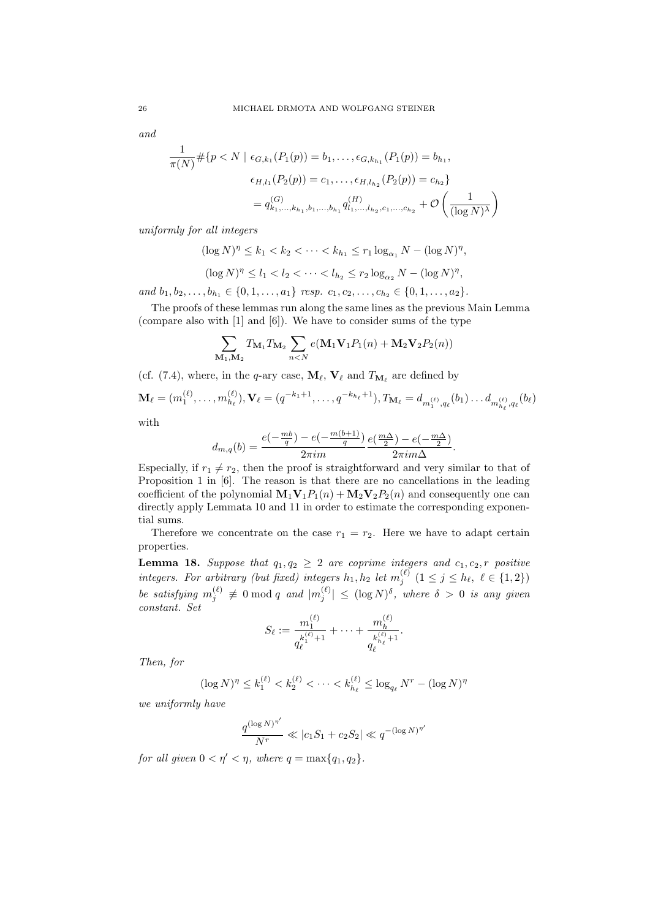*and*

$$\frac{1}{\pi(N)}\#\{p<N \mid \epsilon_{G,k_1}(P_1(p))=b_1,\dots,\epsilon_{G,k_{h_1}}(P_1(p))=b_{h_1},$$
$$\epsilon_{H,l_1}(P_2(p))=c_1,\dots,\epsilon_{H,l_{h_2}}(P_2(p))=c_{h_2}\}$$
$$= q^{(G)}_{k_1,\dots,k_{h_1},b_1,\dots,b_{h_1}} q^{(H)}_{l_1,\dots,l_{h_2},c_1,\dots,c_{h_2}} + \mathcal{O}\left(\frac{1}{(\log N)^{\lambda}}\right)$$

*uniformly for all integers*

$$(\log N)^\eta \le k_1 < k_2 < \cdots < k_{h_1} \le r_1 \log_{\alpha_1} N - (\log N)^\eta,$$

$$(\log N)^\eta \le l_1 < l_2 < \cdots < l_{h_2} \le r_2 \log_{\alpha_2} N - (\log N)^\eta,$$

*and* $b_1, b_2, \dots, b_{h_1} \in \{0,1,\dots,a_1\}$ *resp.* $c_1, c_2, \dots, c_{h_2} \in \{0,1,\dots,a_2\}$.

The proofs of these lemmas run along the same lines as the previous Main Lemma (compare also with [1] and [6]). We have to consider sums of the type

$$\sum_{\mathbf{M}_1,\mathbf{M}_2} T_{\mathbf{M}_1} T_{\mathbf{M}_2} \sum_{n<N} e(\mathbf{M}_1\mathbf{V}_1 P_1(n) + \mathbf{M}_2\mathbf{V}_2 P_2(n))$$

(cf. (7.4), where, in the $q$-ary case, $\mathbf{M}_\ell$, $\mathbf{V}_\ell$ and $T_{\mathbf{M}_\ell}$ are defined by

$$\mathbf{M}_\ell = (m_1^{(\ell)},\dots,m_{h_\ell}^{(\ell)}), \mathbf{V}_\ell = (q^{-k_1+1},\dots,q^{-k_{h_\ell}+1}), T_{\mathbf{M}_\ell} = d_{m_1^{(\ell)},q_\ell}(b_1)\dots d_{m_{h_\ell}^{(\ell)},q_\ell}(b_\ell)$$

with

$$d_{m,q}(b) = \frac{e(-\frac{mb}{q}) - e(-\frac{m(b+1)}{q})}{2\pi i m}\,\frac{e(\frac{m\Delta}{2}) - e(-\frac{m\Delta}{2})}{2\pi i m\Delta}.$$

Especially, if $r_1 \ne r_2$, then the proof is straightforward and very similar to that of Proposition 1 in [6]. The reason is that there are no cancellations in the leading coefficient of the polynomial $\mathbf{M}_1\mathbf{V}_1 P_1(n) + \mathbf{M}_2\mathbf{V}_2 P_2(n)$ and consequently one can directly apply Lemmata 10 and 11 in order to estimate the corresponding exponential sums.

Therefore we concentrate on the case $r_1 = r_2$. Here we have to adapt certain properties.

**Lemma 18.** *Suppose that* $q_1, q_2 \ge 2$ *are coprime integers and* $c_1, c_2, r$ *positive integers. For arbitrary (but fixed) integers* $h_1, h_2$ *let* $m_j^{(\ell)}$ $(1 \le j \le h_\ell,\ \ell \in \{1,2\})$ *be satisfying* $m_j^{(\ell)} \not\equiv 0 \bmod q$ *and* $|m_j^{(\ell)}| \le (\log N)^\delta$, *where* $\delta > 0$ *is any given constant. Set*

$$S_\ell := \frac{m_1^{(\ell)}}{q_\ell^{k_1^{(\ell)}+1}} + \cdots + \frac{m_h^{(\ell)}}{q_\ell^{k_{h_\ell}^{(\ell)}+1}}.$$

*Then, for*

$$(\log N)^\eta \le k_1^{(\ell)} < k_2^{(\ell)} < \cdots < k_{h_\ell}^{(\ell)} \le \log_{q_\ell} N^r - (\log N)^\eta$$

*we uniformly have*

$$\frac{q^{(\log N)^{\eta'}}}{N^r} \ll |c_1 S_1 + c_2 S_2| \ll q^{-(\log N)^{\eta'}}$$

*for all given* $0 < \eta' < \eta$, *where* $q = \max\{q_1, q_2\}$.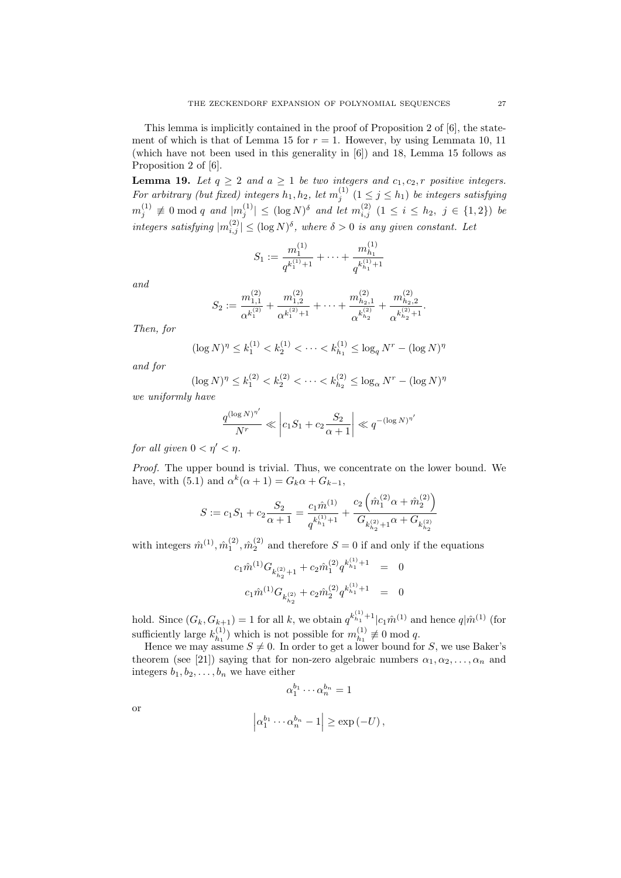This lemma is implicitly contained in the proof of Proposition 2 of [6], the statement of which is that of Lemma 15 for $r = 1$. However, by using Lemmata 10, 11 (which have not been used in this generality in [6]) and 18, Lemma 15 follows as Proposition 2 of [6].

**Lemma 19.** *Let $q \geq 2$ and $a \geq 1$ be two integers and $c_1, c_2, r$ positive integers. For arbitrary (but fixed) integers $h_1, h_2$, let $m_j^{(1)}$ $(1 \leq j \leq h_1)$ be integers satisfying $m_j^{(1)} \not\equiv 0 \bmod q$ and $|m_j^{(1)}| \leq (\log N)^\delta$ and let $m_{i,j}^{(2)}$ $(1 \leq i \leq h_2,\ j \in \{1, 2\})$ be integers satisfying $|m_{i,j}^{(2)}| \leq (\log N)^\delta$, where $\delta > 0$ is any given constant. Let*

$$S_1 := \frac{m_1^{(1)}}{q^{k_1^{(1)}+1}} + \cdots + \frac{m_{h_1}^{(1)}}{q^{k_{h_1}^{(1)}+1}}$$

*and*

$$S_2 := \frac{m_{1,1}^{(2)}}{\alpha^{k_1^{(2)}}} + \frac{m_{1,2}^{(2)}}{\alpha^{k_1^{(2)}+1}} + \cdots + \frac{m_{h_2,1}^{(2)}}{\alpha^{k_{h_2}^{(2)}}} + \frac{m_{h_2,2}^{(2)}}{\alpha^{k_{h_2}^{(2)}+1}}.$$

*Then, for*

$$(\log N)^\eta \leq k_1^{(1)} < k_2^{(1)} < \cdots < k_{h_1}^{(1)} \leq \log_q N^r - (\log N)^\eta$$

*and for*

$$(\log N)^\eta \leq k_1^{(2)} < k_2^{(2)} < \cdots < k_{h_2}^{(2)} \leq \log_\alpha N^r - (\log N)^\eta$$

*we uniformly have*

$$\frac{q^{(\log N)^{\eta'}}}{N^r} \ll \left| c_1 S_1 + c_2 \frac{S_2}{\alpha + 1} \right| \ll q^{-(\log N)^{\eta'}}$$

*for all given $0 < \eta' < \eta$.*

*Proof.* The upper bound is trivial. Thus, we concentrate on the lower bound. We have, with (5.1) and $\alpha^k(\alpha + 1) = G_k \alpha + G_{k-1}$,

$$S := c_1 S_1 + c_2 \frac{S_2}{\alpha + 1} = \frac{c_1 \hat{m}^{(1)}}{q^{k_{h_1}^{(1)}+1}} + \frac{c_2 \left( \hat{m}_1^{(2)} \alpha + \hat{m}_2^{(2)} \right)}{G_{k_{h_2}^{(2)}+1} \alpha + G_{k_{h_2}^{(2)}}}$$

with integers $\hat{m}^{(1)}, \hat{m}_1^{(2)}, \hat{m}_2^{(2)}$ and therefore $S = 0$ if and only if the equations

$$\begin{aligned} c_1 \hat{m}^{(1)} G_{k_{h_2}^{(2)}+1} + c_2 \hat{m}_1^{(2)} q^{k_{h_1}^{(1)}+1} &= 0 \\ c_1 \hat{m}^{(1)} G_{k_{h_2}^{(2)}} + c_2 \hat{m}_2^{(2)} q^{k_{h_1}^{(1)}+1} &= 0 \end{aligned}$$

hold. Since $(G_k, G_{k+1}) = 1$ for all $k$, we obtain $q^{k_{h_1}^{(1)}+1} | c_1 \hat{m}^{(1)}$ and hence $q | \hat{m}^{(1)}$ (for sufficiently large $k_{h_1}^{(1)}$) which is not possible for $m_{h_1}^{(1)} \not\equiv 0 \bmod q$.

Hence we may assume $S \neq 0$. In order to get a lower bound for $S$, we use Baker's theorem (see [21]) saying that for non-zero algebraic numbers $\alpha_1, \alpha_2, \ldots, \alpha_n$ and integers $b_1, b_2, \ldots, b_n$ we have either

$$\alpha_1^{b_1} \cdots \alpha_n^{b_n} = 1$$

or

$$\left| \alpha_1^{b_1} \cdots \alpha_n^{b_n} - 1 \right| \geq \exp(-U),$$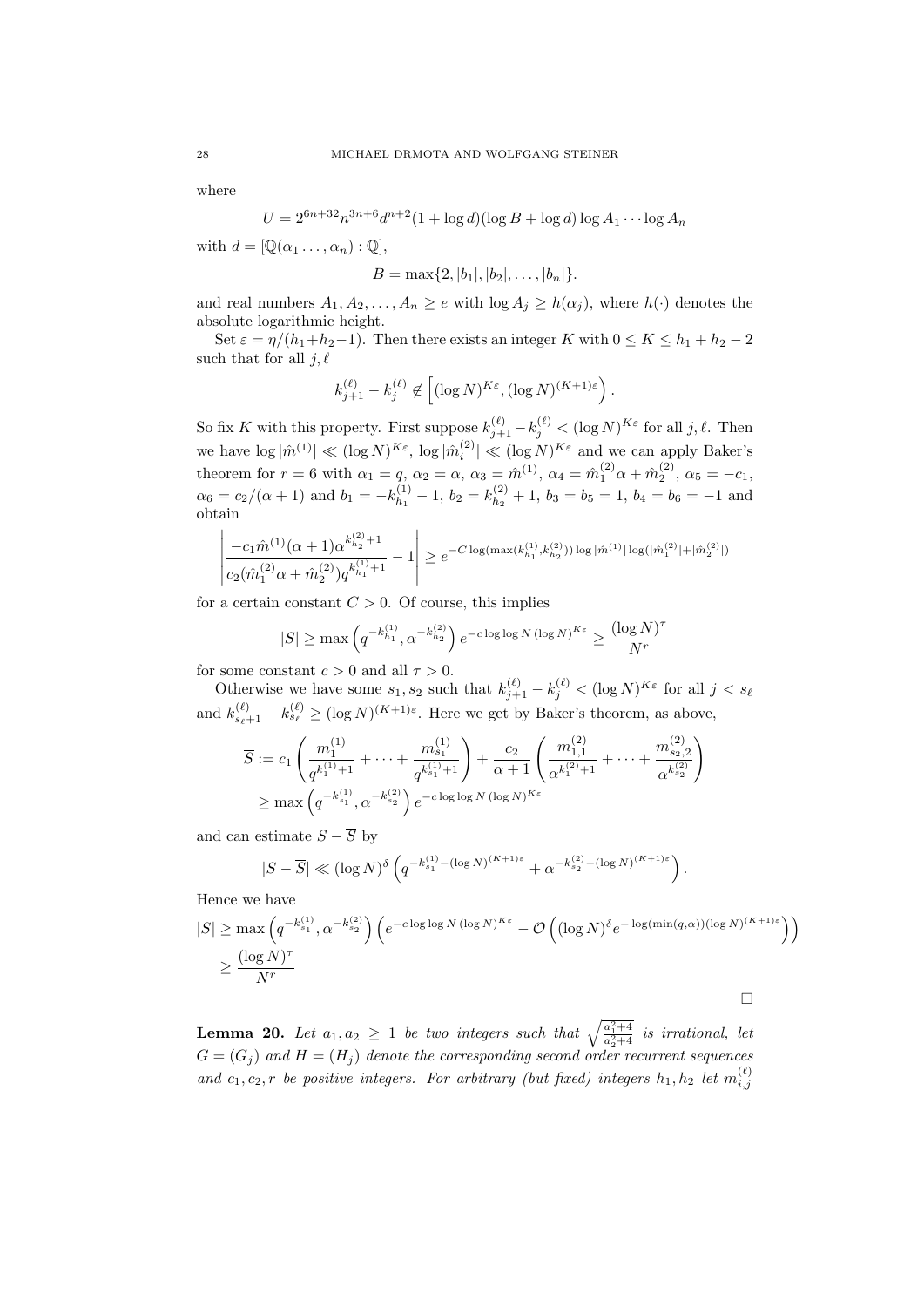where

$$U = 2^{6n+32} n^{3n+6} d^{n+2} (1 + \log d)(\log B + \log d) \log A_1 \cdots \log A_n$$

with $d = [\mathbb{Q}(\alpha_1 \ldots, \alpha_n) : \mathbb{Q}]$,

$$B = \max\{2, |b_1|, |b_2|, \ldots, |b_n|\}.$$

and real numbers $A_1, A_2, \ldots, A_n \geq e$ with $\log A_j \geq h(\alpha_j)$, where $h(\cdot)$ denotes the absolute logarithmic height.

Set $\varepsilon = \eta/(h_1+h_2-1)$. Then there exists an integer $K$ with $0 \leq K \leq h_1 + h_2 - 2$ such that for all $j, \ell$

$$k_{j+1}^{(\ell)} - k_j^{(\ell)} \notin \left[ (\log N)^{K\varepsilon}, (\log N)^{(K+1)\varepsilon} \right).$$

So fix $K$ with this property. First suppose $k_{j+1}^{(\ell)} - k_j^{(\ell)} < (\log N)^{K\varepsilon}$ for all $j, \ell$. Then we have $\log |\hat{m}^{(1)}| \ll (\log N)^{K\varepsilon}$, $\log |\hat{m}_i^{(2)}| \ll (\log N)^{K\varepsilon}$ and we can apply Baker's theorem for $r = 6$ with $\alpha_1 = q$, $\alpha_2 = \alpha$, $\alpha_3 = \hat{m}^{(1)}$, $\alpha_4 = \hat{m}_1^{(2)}\alpha + \hat{m}_2^{(2)}$, $\alpha_5 = -c_1$, $\alpha_6 = c_2/(\alpha+1)$ and $b_1 = -k_{h_1}^{(1)} - 1$, $b_2 = k_{h_2}^{(2)} + 1$, $b_3 = b_5 = 1$, $b_4 = b_6 = -1$ and obtain

$$\left| \frac{-c_1 \hat{m}^{(1)} (\alpha+1) \alpha^{k_{h_2}^{(2)}+1}}{c_2 (\hat{m}_1^{(2)} \alpha + \hat{m}_2^{(2)}) q^{k_{h_1}^{(1)}+1}} - 1 \right| \geq e^{-C \log(\max(k_{h_1}^{(1)}, k_{h_2}^{(2)})) \log |\hat{m}^{(1)}| \log(|\hat{m}_1^{(2)}| + |\hat{m}_2^{(2)}|)}$$

for a certain constant $C > 0$. Of course, this implies

$$|S| \geq \max\left(q^{-k_{h_1}^{(1)}}, \alpha^{-k_{h_2}^{(2)}}\right) e^{-c \log\log N \, (\log N)^{K\varepsilon}} \geq \frac{(\log N)^\tau}{N^r}$$

for some constant $c > 0$ and all $\tau > 0$.

Otherwise we have some $s_1, s_2$ such that $k_{j+1}^{(\ell)} - k_j^{(\ell)} < (\log N)^{K\varepsilon}$ for all $j < s_\ell$ and $k_{s_\ell+1}^{(\ell)} - k_{s_\ell}^{(\ell)} \geq (\log N)^{(K+1)\varepsilon}$. Here we get by Baker's theorem, as above,

$$\begin{aligned}
\overline{S} &:= c_1 \left( \frac{m_1^{(1)}}{q^{k_1^{(1)}+1}} + \cdots + \frac{m_{s_1}^{(1)}}{q^{k_{s_1}^{(1)}+1}} \right) + \frac{c_2}{\alpha+1} \left( \frac{m_{1,1}^{(2)}}{\alpha^{k_1^{(2)}+1}} + \cdots + \frac{m_{s_2,2}^{(2)}}{\alpha^{k_{s_2}^{(2)}}} \right) \\
&\geq \max\left(q^{-k_{s_1}^{(1)}}, \alpha^{-k_{s_2}^{(2)}}\right) e^{-c \log\log N \, (\log N)^{K\varepsilon}}
\end{aligned}$$

and can estimate $S - \overline{S}$ by

$$|S - \overline{S}| \ll (\log N)^\delta \left( q^{-k_{s_1}^{(1)} - (\log N)^{(K+1)\varepsilon}} + \alpha^{-k_{s_2}^{(2)} - (\log N)^{(K+1)\varepsilon}} \right).$$

Hence we have

$$\begin{aligned}
|S| &\geq \max\left(q^{-k_{s_1}^{(1)}}, \alpha^{-k_{s_2}^{(2)}}\right) \left( e^{-c \log\log N \, (\log N)^{K\varepsilon}} - \mathcal{O}\left( (\log N)^\delta e^{-\log(\min(q,\alpha)) (\log N)^{(K+1)\varepsilon}} \right) \right) \\
&\geq \frac{(\log N)^\tau}{N^r}
\end{aligned}$$

□

**Lemma 20.** *Let $a_1, a_2 \geq 1$ be two integers such that $\sqrt{\frac{a_1^2+4}{a_2^2+4}}$ is irrational, let $G = (G_j)$ and $H = (H_j)$ denote the corresponding second order recurrent sequences and $c_1, c_2, r$ be positive integers. For arbitrary (but fixed) integers $h_1, h_2$ let $m_{i,j}^{(\ell)}$*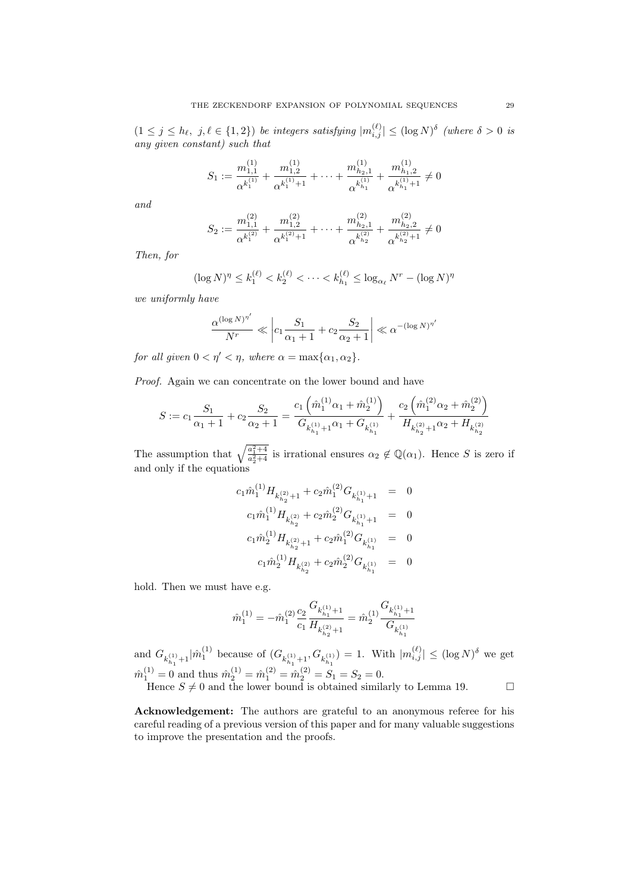$(1 \le j \le h_\ell,\ j, \ell \in \{1,2\})$ *be integers satisfying* $|m_{i,j}^{(\ell)}| \le (\log N)^\delta$ *(where* $\delta > 0$ *is any given constant) such that*

$$S_1 := \frac{m_{1,1}^{(1)}}{\alpha^{k_1^{(1)}}} + \frac{m_{1,2}^{(1)}}{\alpha^{k_1^{(1)}+1}} + \cdots + \frac{m_{h_2,1}^{(1)}}{\alpha^{k_{h_1}^{(1)}}} + \frac{m_{h_1,2}^{(1)}}{\alpha^{k_{h_1}^{(1)}+1}} \neq 0$$

*and*

$$S_2 := \frac{m_{1,1}^{(2)}}{\alpha^{k_1^{(2)}}} + \frac{m_{1,2}^{(2)}}{\alpha^{k_1^{(2)}+1}} + \cdots + \frac{m_{h_2,1}^{(2)}}{\alpha^{k_{h_2}^{(2)}}} + \frac{m_{h_2,2}^{(2)}}{\alpha^{k_{h_2}^{(2)}+1}} \neq 0$$

*Then, for*

$$(\log N)^\eta \le k_1^{(\ell)} < k_2^{(\ell)} < \cdots < k_{h_1}^{(\ell)} \le \log_{\alpha_\ell} N^r - (\log N)^\eta$$

*we uniformly have*

$$\frac{\alpha^{(\log N)^{\eta'}}}{N^r} \ll \left| c_1 \frac{S_1}{\alpha_1 + 1} + c_2 \frac{S_2}{\alpha_2 + 1} \right| \ll \alpha^{-(\log N)^{\eta'}}$$

*for all given* $0 < \eta' < \eta$*, where* $\alpha = \max\{\alpha_1, \alpha_2\}$*.*

*Proof.* Again we can concentrate on the lower bound and have

$$S := c_1 \frac{S_1}{\alpha_1 + 1} + c_2 \frac{S_2}{\alpha_2 + 1} = \frac{c_1 \left( \hat{m}_1^{(1)} \alpha_1 + \hat{m}_2^{(1)} \right)}{G_{k_{h_1}^{(1)}+1} \alpha_1 + G_{k_{h_1}^{(1)}}} + \frac{c_2 \left( \hat{m}_1^{(2)} \alpha_2 + \hat{m}_2^{(2)} \right)}{H_{k_{h_2}^{(2)}+1} \alpha_2 + H_{k_{h_2}^{(2)}}}$$

The assumption that $\sqrt{\frac{a_1^2+4}{a_2^2+4}}$ is irrational ensures $\alpha_2 \notin \mathbb{Q}(\alpha_1)$. Hence $S$ is zero if and only if the equations

$$\begin{aligned}
c_1 \hat{m}_1^{(1)} H_{k_{h_2}^{(2)}+1} + c_2 \hat{m}_1^{(2)} G_{k_{h_1}^{(1)}+1} &= 0 \\
c_1 \hat{m}_1^{(1)} H_{k_{h_2}^{(2)}} + c_2 \hat{m}_2^{(2)} G_{k_{h_1}^{(1)}+1} &= 0 \\
c_1 \hat{m}_2^{(1)} H_{k_{h_2}^{(2)}+1} + c_2 \hat{m}_1^{(2)} G_{k_{h_1}^{(1)}} &= 0 \\
c_1 \hat{m}_2^{(1)} H_{k_{h_2}^{(2)}} + c_2 \hat{m}_2^{(2)} G_{k_{h_1}^{(1)}} &= 0
\end{aligned}$$

hold. Then we must have e.g.

$$\hat{m}_1^{(1)} = -\hat{m}_1^{(2)} \frac{c_2}{c_1} \frac{G_{k_{h_1}^{(1)}+1}}{H_{k_{h_2}^{(2)}+1}} = \hat{m}_2^{(1)} \frac{G_{k_{h_1}^{(1)}+1}}{G_{k_{h_1}^{(1)}}}$$

and $G_{k_{h_1}^{(1)}+1} | \hat{m}_1^{(1)}$ because of $(G_{k_{h_1}^{(1)}+1}, G_{k_{h_1}^{(1)}}) = 1$. With $|m_{i,j}^{(\ell)}| \le (\log N)^\delta$ we get $\hat{m}_1^{(1)} = 0$ and thus $\hat{m}_2^{(1)} = \hat{m}_1^{(2)} = \hat{m}_2^{(2)} = S_1 = S_2 = 0$.

Hence $S \neq 0$ and the lower bound is obtained similarly to Lemma 19. $\square$

**Acknowledgement:** The authors are grateful to an anonymous referee for his careful reading of a previous version of this paper and for many valuable suggestions to improve the presentation and the proofs.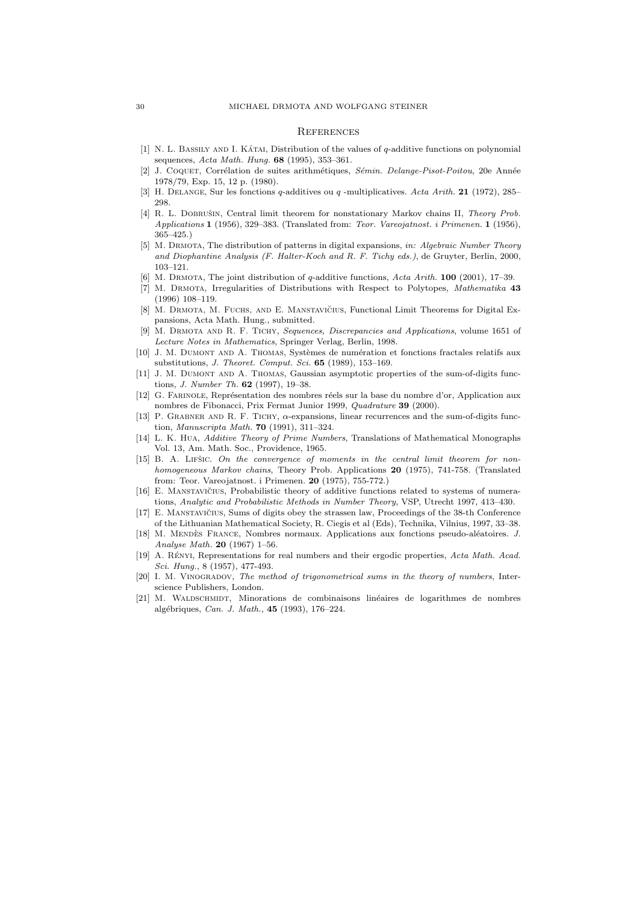## References

[1] N. L. Bassily and I. Kátai, Distribution of the values of $q$-additive functions on polynomial sequences, *Acta Math. Hung.* **68** (1995), 353–361.

[2] J. Coquet, Corrélation de suites arithmétiques, *Sémin. Delange-Pisot-Poitou*, 20e Année 1978/79, Exp. 15, 12 p. (1980).

[3] H. Delange, Sur les fonctions $q$-additives ou $q$ -multiplicatives. *Acta Arith.* **21** (1972), 285–298.

[4] R. L. Dobrušin, Central limit theorem for nonstationary Markov chains II, *Theory Prob. Applications* **1** (1956), 329–383. (Translated from: *Teor. Vareojatnost. i Primenen.* **1** (1956), 365–425.)

[5] M. Drmota, The distribution of patterns in digital expansions, *in: Algebraic Number Theory and Diophantine Analysis (F. Halter-Koch and R. F. Tichy eds.)*, de Gruyter, Berlin, 2000, 103–121.

[6] M. Drmota, The joint distribution of $q$-additive functions, *Acta Arith.* **100** (2001), 17–39.

[7] M. Drmota, Irregularities of Distributions with Respect to Polytopes, *Mathematika* **43** (1996) 108–119.

[8] M. Drmota, M. Fuchs, and E. Manstavičius, Functional Limit Theorems for Digital Expansions, Acta Math. Hung., submitted.

[9] M. Drmota and R. F. Tichy, *Sequences, Discrepancies and Applications*, volume 1651 of *Lecture Notes in Mathematics*, Springer Verlag, Berlin, 1998.

[10] J. M. Dumont and A. Thomas, Systèmes de numération et fonctions fractales relatifs aux substitutions, *J. Theoret. Comput. Sci.* **65** (1989), 153–169.

[11] J. M. Dumont and A. Thomas, Gaussian asymptotic properties of the sum-of-digits functions, *J. Number Th.* **62** (1997), 19–38.

[12] G. Farinole, Représentation des nombres réels sur la base du nombre d'or, Application aux nombres de Fibonacci, Prix Fermat Junior 1999, *Quadrature* **39** (2000).

[13] P. Grabner and R. F. Tichy, $\alpha$-expansions, linear recurrences and the sum-of-digits function, *Manuscripta Math.* **70** (1991), 311–324.

[14] L. K. Hua, *Additive Theory of Prime Numbers*, Translations of Mathematical Monographs Vol. 13, Am. Math. Soc., Providence, 1965.

[15] B. A. Lifšic. *On the convergence of moments in the central limit theorem for non-homogeneous Markov chains*, Theory Prob. Applications **20** (1975), 741-758. (Translated from: Teor. Vareojatnost. i Primenen. **20** (1975), 755-772.)

[16] E. Manstavičius, Probabilistic theory of additive functions related to systems of numerations, *Analytic and Probabilistic Methods in Number Theory*, VSP, Utrecht 1997, 413–430.

[17] E. Manstavičius, Sums of digits obey the strassen law, Proceedings of the 38-th Conference of the Lithuanian Mathematical Society, R. Ciegis et al (Eds), Technika, Vilnius, 1997, 33–38.

[18] M. Mendès France, Nombres normaux. Applications aux fonctions pseudo-aléatoires. *J. Analyse Math.* **20** (1967) 1–56.

[19] A. Rényi, Representations for real numbers and their ergodic properties, *Acta Math. Acad. Sci. Hung.*, 8 (1957), 477-493.

[20] I. M. Vinogradov, *The method of trigonometrical sums in the theory of numbers*, Interscience Publishers, London.

[21] M. Waldschmidt, Minorations de combinaisons linéaires de logarithmes de nombres algébriques, *Can. J. Math.*, **45** (1993), 176–224.